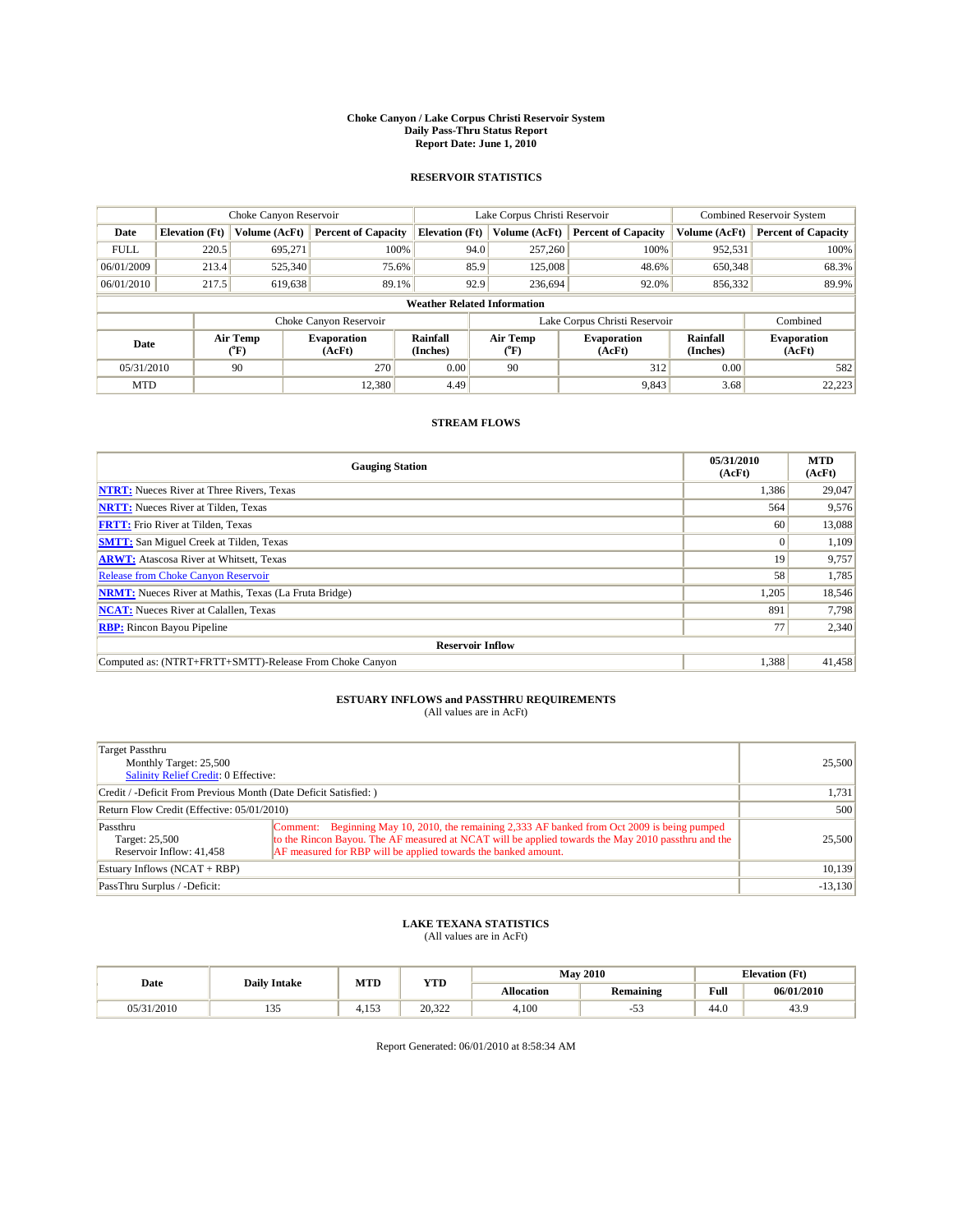# Choke Canyon / Lake Corpus Christi Reservoir System
## Daily Pass-Thru Status Report
### Report Date: June 1, 2010

## RESERVOIR STATISTICS

| | Choke Canyon Reservoir | | | Lake Corpus Christi Reservoir | | | Combined Reservoir System | |
|---|---|---|---|---|---|---|---|---|
| Date | Elevation (Ft) | Volume (AcFt) | Percent of Capacity | Elevation (Ft) | Volume (AcFt) | Percent of Capacity | Volume (AcFt) | Percent of Capacity |
| FULL | 220.5 | 695,271 | 100% | 94.0 | 257,260 | 100% | 952,531 | 100% |
| 06/01/2009 | 213.4 | 525,340 | 75.6% | 85.9 | 125,008 | 48.6% | 650,348 | 68.3% |
| 06/01/2010 | 217.5 | 619,638 | 89.1% | 92.9 | 236,694 | 92.0% | 856,332 | 89.9% |

**Weather Related Information**

| | Choke Canyon Reservoir | | | Lake Corpus Christi Reservoir | | | Combined |
|---|---|---|---|---|---|---|---|
| Date | Air Temp (°F) | Evaporation (AcFt) | Rainfall (Inches) | Air Temp (°F) | Evaporation (AcFt) | Rainfall (Inches) | Evaporation (AcFt) |
| 05/31/2010 | 90 | 270 | 0.00 | 90 | 312 | 0.00 | 582 |
| MTD | | 12,380 | 4.49 | | 9,843 | 3.68 | 22,223 |

## STREAM FLOWS

| Gauging Station | 05/31/2010 (AcFt) | MTD (AcFt) |
|---|---|---|
| NTRT: Nueces River at Three Rivers, Texas | 1,386 | 29,047 |
| NRTT: Nueces River at Tilden, Texas | 564 | 9,576 |
| FRTT: Frio River at Tilden, Texas | 60 | 13,088 |
| SMTT: San Miguel Creek at Tilden, Texas | 0 | 1,109 |
| ARWT: Atascosa River at Whitsett, Texas | 19 | 9,757 |
| Release from Choke Canyon Reservoir | 58 | 1,785 |
| NRMT: Nueces River at Mathis, Texas (La Fruta Bridge) | 1,205 | 18,546 |
| NCAT: Nueces River at Calallen, Texas | 891 | 7,798 |
| RBP: Rincon Bayou Pipeline | 77 | 2,340 |
| **Reservoir Inflow** | | |
| Computed as: (NTRT+FRTT+SMTT)-Release From Choke Canyon | 1,388 | 41,458 |

## ESTUARY INFLOWS and PASSTHRU REQUIREMENTS
(All values are in AcFt)

| | | |
|---|---|---|
| Target Passthru<br>Monthly Target: 25,500<br>Salinity Relief Credit: 0 Effective: | | 25,500 |
| Credit / -Deficit From Previous Month (Date Deficit Satisfied: ) | | 1,731 |
| Return Flow Credit (Effective: 05/01/2010) | | 500 |
| Passthru<br>Target: 25,500<br>Reservoir Inflow: 41,458 | Comment: Beginning May 10, 2010, the remaining 2,333 AF banked from Oct 2009 is being pumped to the Rincon Bayou. The AF measured at NCAT will be applied towards the May 2010 passthru and the AF measured for RBP will be applied towards the banked amount. | 25,500 |
| Estuary Inflows (NCAT + RBP) | | 10,139 |
| PassThru Surplus / -Deficit: | | -13,130 |

## LAKE TEXANA STATISTICS
(All values are in AcFt)

| Date | Daily Intake | MTD | YTD | May 2010 | | Elevation (Ft) | |
|---|---|---|---|---|---|---|---|
| | | | | Allocation | Remaining | Full | 06/01/2010 |
| 05/31/2010 | 135 | 4,153 | 20,322 | 4,100 | -53 | 44.0 | 43.9 |

Report Generated: 06/01/2010 at 8:58:34 AM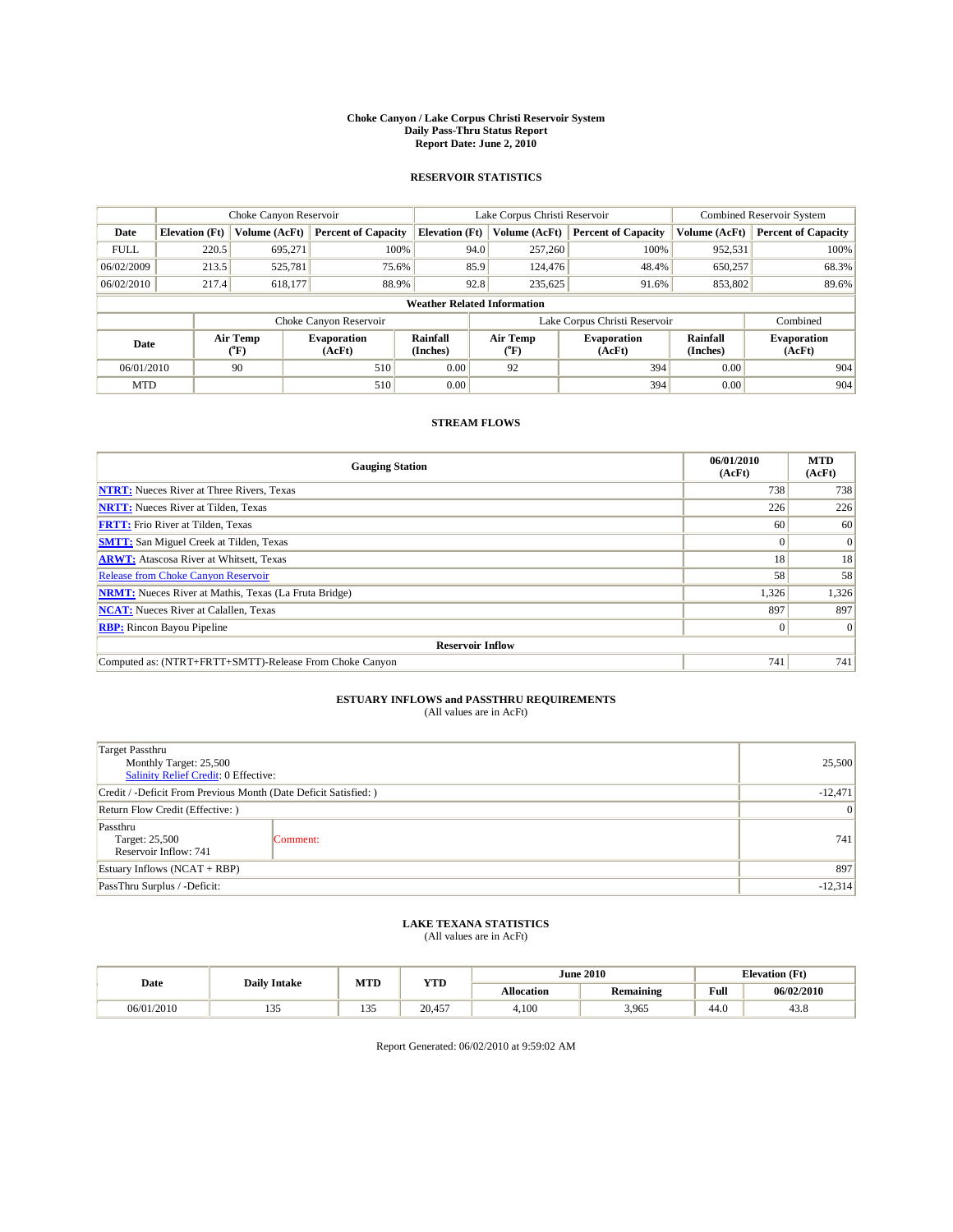# Choke Canyon / Lake Corpus Christi Reservoir System
## Daily Pass-Thru Status Report
### Report Date: June 2, 2010

## RESERVOIR STATISTICS

| | Choke Canyon Reservoir | | | Lake Corpus Christi Reservoir | | | Combined Reservoir System | |
|---|---|---|---|---|---|---|---|---|
| Date | Elevation (Ft) | Volume (AcFt) | Percent of Capacity | Elevation (Ft) | Volume (AcFt) | Percent of Capacity | Volume (AcFt) | Percent of Capacity |
| FULL | 220.5 | 695,271 | 100% | 94.0 | 257,260 | 100% | 952,531 | 100% |
| 06/02/2009 | 213.5 | 525,781 | 75.6% | 85.9 | 124,476 | 48.4% | 650,257 | 68.3% |
| 06/02/2010 | 217.4 | 618,177 | 88.9% | 92.8 | 235,625 | 91.6% | 853,802 | 89.6% |

**Weather Related Information**

| | Choke Canyon Reservoir | | | Lake Corpus Christi Reservoir | | | Combined |
|---|---|---|---|---|---|---|---|
| Date | Air Temp (°F) | Evaporation (AcFt) | Rainfall (Inches) | Air Temp (°F) | Evaporation (AcFt) | Rainfall (Inches) | Evaporation (AcFt) |
| 06/01/2010 | 90 | 510 | 0.00 | 92 | 394 | 0.00 | 904 |
| MTD | | 510 | 0.00 | | 394 | 0.00 | 904 |

## STREAM FLOWS

| Gauging Station | 06/01/2010 (AcFt) | MTD (AcFt) |
|---|---|---|
| NTRT: Nueces River at Three Rivers, Texas | 738 | 738 |
| NRTT: Nueces River at Tilden, Texas | 226 | 226 |
| FRTT: Frio River at Tilden, Texas | 60 | 60 |
| SMTT: San Miguel Creek at Tilden, Texas | 0 | 0 |
| ARWT: Atascosa River at Whitsett, Texas | 18 | 18 |
| Release from Choke Canyon Reservoir | 58 | 58 |
| NRMT: Nueces River at Mathis, Texas (La Fruta Bridge) | 1,326 | 1,326 |
| NCAT: Nueces River at Calallen, Texas | 897 | 897 |
| RBP: Rincon Bayou Pipeline | 0 | 0 |
| **Reservoir Inflow** | | |
| Computed as: (NTRT+FRTT+SMTT)-Release From Choke Canyon | 741 | 741 |

## ESTUARY INFLOWS and PASSTHRU REQUIREMENTS
(All values are in AcFt)

| | | |
|---|---|---|
| Target Passthru<br>Monthly Target: 25,500<br>Salinity Relief Credit: 0 Effective: | | 25,500 |
| Credit / -Deficit From Previous Month (Date Deficit Satisfied: ) | | -12,471 |
| Return Flow Credit (Effective: ) | | 0 |
| Passthru<br>Target: 25,500<br>Reservoir Inflow: 741 | Comment: | 741 |
| Estuary Inflows (NCAT + RBP) | | 897 |
| PassThru Surplus / -Deficit: | | -12,314 |

## LAKE TEXANA STATISTICS
(All values are in AcFt)

| Date | Daily Intake | MTD | YTD | June 2010 | | Elevation (Ft) | |
|---|---|---|---|---|---|---|---|
| | | | | Allocation | Remaining | Full | 06/02/2010 |
| 06/01/2010 | 135 | 135 | 20,457 | 4,100 | 3,965 | 44.0 | 43.8 |

Report Generated: 06/02/2010 at 9:59:02 AM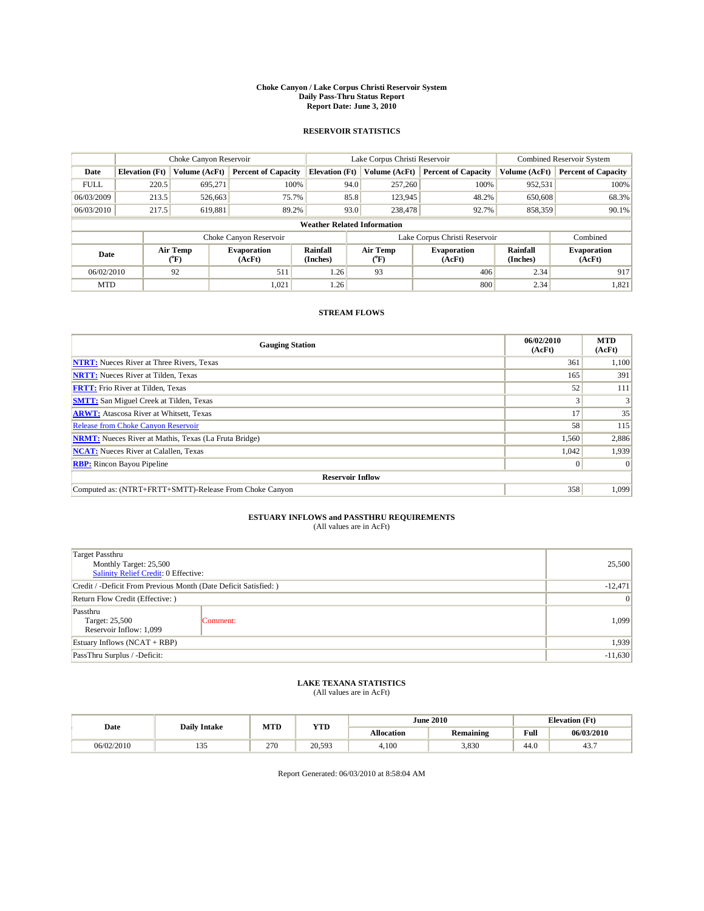# Choke Canyon / Lake Corpus Christi Reservoir System
## Daily Pass-Thru Status Report
## Report Date: June 3, 2010

### RESERVOIR STATISTICS

| | Choke Canyon Reservoir | | | Lake Corpus Christi Reservoir | | | Combined Reservoir System | |
|---|---|---|---|---|---|---|---|---|
| Date | Elevation (Ft) | Volume (AcFt) | Percent of Capacity | Elevation (Ft) | Volume (AcFt) | Percent of Capacity | Volume (AcFt) | Percent of Capacity |
| FULL | 220.5 | 695,271 | 100% | 94.0 | 257,260 | 100% | 952,531 | 100% |
| 06/03/2009 | 213.5 | 526,663 | 75.7% | 85.8 | 123,945 | 48.2% | 650,608 | 68.3% |
| 06/03/2010 | 217.5 | 619,881 | 89.2% | 93.0 | 238,478 | 92.7% | 858,359 | 90.1% |

**Weather Related Information**

| | Choke Canyon Reservoir | | | Lake Corpus Christi Reservoir | | | Combined |
|---|---|---|---|---|---|---|---|
| Date | Air Temp (°F) | Evaporation (AcFt) | Rainfall (Inches) | Air Temp (°F) | Evaporation (AcFt) | Rainfall (Inches) | Evaporation (AcFt) |
| 06/02/2010 | 92 | 511 | 1.26 | 93 | 406 | 2.34 | 917 |
| MTD | | 1,021 | 1.26 | | 800 | 2.34 | 1,821 |

### STREAM FLOWS

| Gauging Station | 06/02/2010 (AcFt) | MTD (AcFt) |
|---|---|---|
| NTRT: Nueces River at Three Rivers, Texas | 361 | 1,100 |
| NRTT: Nueces River at Tilden, Texas | 165 | 391 |
| FRTT: Frio River at Tilden, Texas | 52 | 111 |
| SMTT: San Miguel Creek at Tilden, Texas | 3 | 3 |
| ARWT: Atascosa River at Whitsett, Texas | 17 | 35 |
| Release from Choke Canyon Reservoir | 58 | 115 |
| NRMT: Nueces River at Mathis, Texas (La Fruta Bridge) | 1,560 | 2,886 |
| NCAT: Nueces River at Calallen, Texas | 1,042 | 1,939 |
| RBP: Rincon Bayou Pipeline | 0 | 0 |
| **Reservoir Inflow** | | |
| Computed as: (NTRT+FRTT+SMTT)-Release From Choke Canyon | 358 | 1,099 |

### ESTUARY INFLOWS and PASSTHRU REQUIREMENTS
(All values are in AcFt)

| | | |
|---|---|---|
| Target Passthru<br>Monthly Target: 25,500<br>Salinity Relief Credit: 0 Effective: | | 25,500 |
| Credit / -Deficit From Previous Month (Date Deficit Satisfied: ) | | -12,471 |
| Return Flow Credit (Effective: ) | | 0 |
| Passthru<br>Target: 25,500<br>Reservoir Inflow: 1,099 | Comment: | 1,099 |
| Estuary Inflows (NCAT + RBP) | | 1,939 |
| PassThru Surplus / -Deficit: | | -11,630 |

### LAKE TEXANA STATISTICS
(All values are in AcFt)

| Date | Daily Intake | MTD | YTD | June 2010 | | Elevation (Ft) | |
|---|---|---|---|---|---|---|---|
| | | | | Allocation | Remaining | Full | 06/03/2010 |
| 06/02/2010 | 135 | 270 | 20,593 | 4,100 | 3,830 | 44.0 | 43.7 |

Report Generated: 06/03/2010 at 8:58:04 AM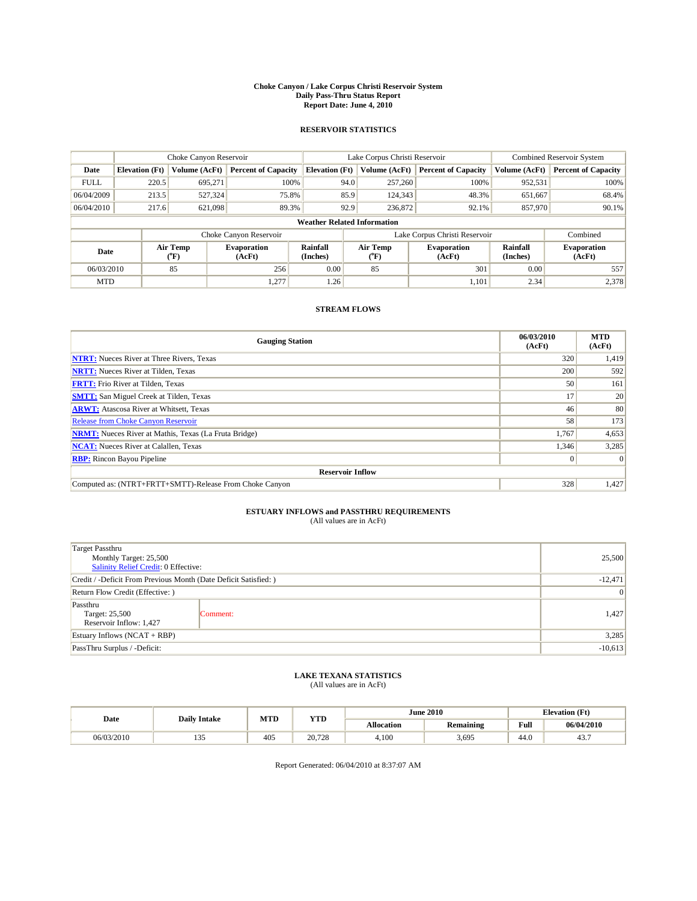# Choke Canyon / Lake Corpus Christi Reservoir System
## Daily Pass-Thru Status Report
### Report Date: June 4, 2010

## RESERVOIR STATISTICS

| | Choke Canyon Reservoir | | | Lake Corpus Christi Reservoir | | | Combined Reservoir System | |
|---|---|---|---|---|---|---|---|---|
| Date | Elevation (Ft) | Volume (AcFt) | Percent of Capacity | Elevation (Ft) | Volume (AcFt) | Percent of Capacity | Volume (AcFt) | Percent of Capacity |
| FULL | 220.5 | 695,271 | 100% | 94.0 | 257,260 | 100% | 952,531 | 100% |
| 06/04/2009 | 213.5 | 527,324 | 75.8% | 85.9 | 124,343 | 48.3% | 651,667 | 68.4% |
| 06/04/2010 | 217.6 | 621,098 | 89.3% | 92.9 | 236,872 | 92.1% | 857,970 | 90.1% |

**Weather Related Information**

| | Choke Canyon Reservoir | | | Lake Corpus Christi Reservoir | | | Combined |
|---|---|---|---|---|---|---|---|
| Date | Air Temp (°F) | Evaporation (AcFt) | Rainfall (Inches) | Air Temp (°F) | Evaporation (AcFt) | Rainfall (Inches) | Evaporation (AcFt) |
| 06/03/2010 | 85 | 256 | 0.00 | 85 | 301 | 0.00 | 557 |
| MTD | | 1,277 | 1.26 | | 1,101 | 2.34 | 2,378 |

## STREAM FLOWS

| Gauging Station | 06/03/2010 (AcFt) | MTD (AcFt) |
|---|---|---|
| NTRT: Nueces River at Three Rivers, Texas | 320 | 1,419 |
| NRTT: Nueces River at Tilden, Texas | 200 | 592 |
| FRTT: Frio River at Tilden, Texas | 50 | 161 |
| SMTT: San Miguel Creek at Tilden, Texas | 17 | 20 |
| ARWT: Atascosa River at Whitsett, Texas | 46 | 80 |
| Release from Choke Canyon Reservoir | 58 | 173 |
| NRMT: Nueces River at Mathis, Texas (La Fruta Bridge) | 1,767 | 4,653 |
| NCAT: Nueces River at Calallen, Texas | 1,346 | 3,285 |
| RBP: Rincon Bayou Pipeline | 0 | 0 |
| **Reservoir Inflow** | | |
| Computed as: (NTRT+FRTT+SMTT)-Release From Choke Canyon | 328 | 1,427 |

## ESTUARY INFLOWS and PASSTHRU REQUIREMENTS
(All values are in AcFt)

| | | |
|---|---|---|
| Target Passthru<br>Monthly Target: 25,500<br>Salinity Relief Credit: 0 Effective: | | 25,500 |
| Credit / -Deficit From Previous Month (Date Deficit Satisfied: ) | | -12,471 |
| Return Flow Credit (Effective: ) | | 0 |
| Passthru<br>Target: 25,500<br>Reservoir Inflow: 1,427 | Comment: | 1,427 |
| Estuary Inflows (NCAT + RBP) | | 3,285 |
| PassThru Surplus / -Deficit: | | -10,613 |

## LAKE TEXANA STATISTICS
(All values are in AcFt)

| Date | Daily Intake | MTD | YTD | June 2010 | | Elevation (Ft) | |
|---|---|---|---|---|---|---|---|
| | | | | Allocation | Remaining | Full | 06/04/2010 |
| 06/03/2010 | 135 | 405 | 20,728 | 4,100 | 3,695 | 44.0 | 43.7 |

Report Generated: 06/04/2010 at 8:37:07 AM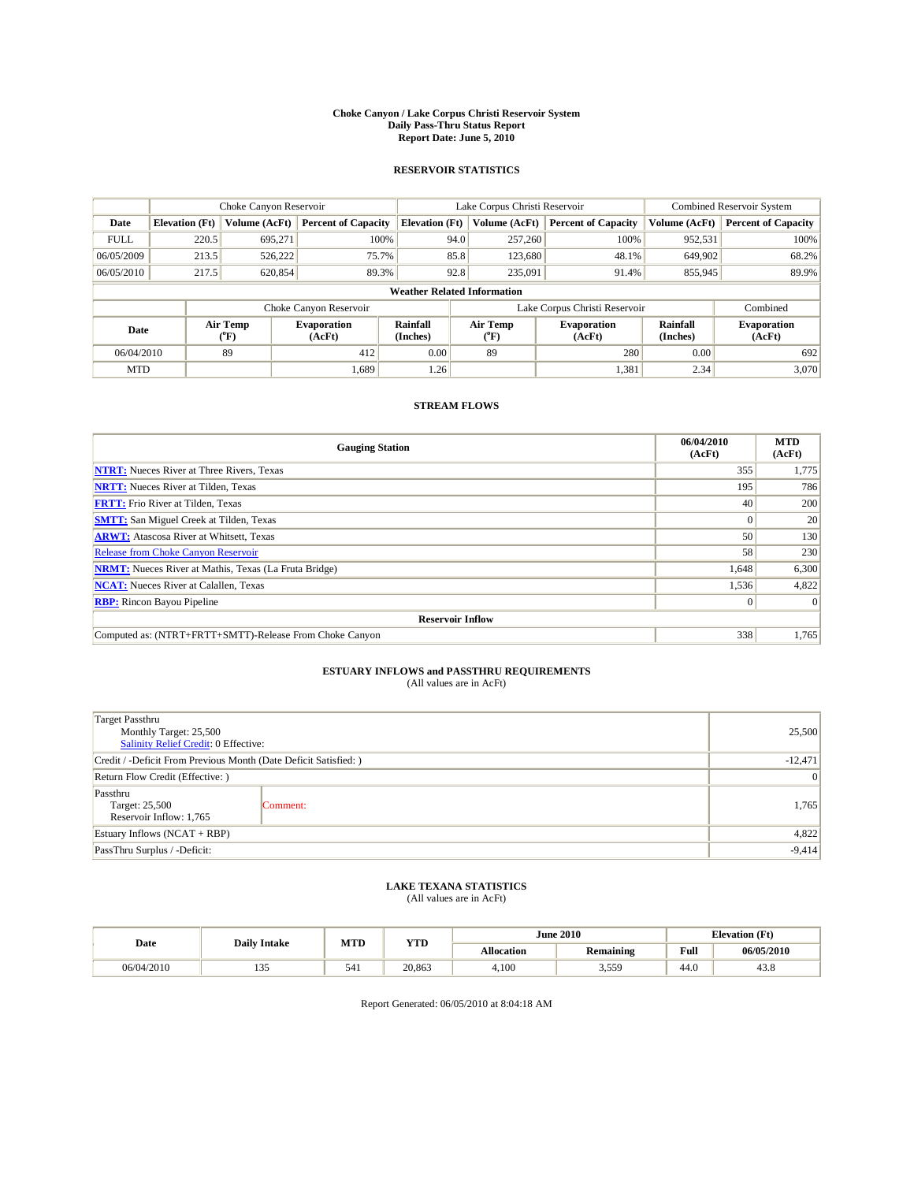# Choke Canyon / Lake Corpus Christi Reservoir System
## Daily Pass-Thru Status Report
### Report Date: June 5, 2010

## RESERVOIR STATISTICS

| | Choke Canyon Reservoir | | | Lake Corpus Christi Reservoir | | | Combined Reservoir System | |
|---|---|---|---|---|---|---|---|---|
| Date | Elevation (Ft) | Volume (AcFt) | Percent of Capacity | Elevation (Ft) | Volume (AcFt) | Percent of Capacity | Volume (AcFt) | Percent of Capacity |
| FULL | 220.5 | 695,271 | 100% | 94.0 | 257,260 | 100% | 952,531 | 100% |
| 06/05/2009 | 213.5 | 526,222 | 75.7% | 85.8 | 123,680 | 48.1% | 649,902 | 68.2% |
| 06/05/2010 | 217.5 | 620,854 | 89.3% | 92.8 | 235,091 | 91.4% | 855,945 | 89.9% |

**Weather Related Information**

| | Choke Canyon Reservoir | | | Lake Corpus Christi Reservoir | | | Combined |
|---|---|---|---|---|---|---|---|
| Date | Air Temp (°F) | Evaporation (AcFt) | Rainfall (Inches) | Air Temp (°F) | Evaporation (AcFt) | Rainfall (Inches) | Evaporation (AcFt) |
| 06/04/2010 | 89 | 412 | 0.00 | 89 | 280 | 0.00 | 692 |
| MTD | | 1,689 | 1.26 | | 1,381 | 2.34 | 3,070 |

## STREAM FLOWS

| Gauging Station | 06/04/2010 (AcFt) | MTD (AcFt) |
|---|---|---|
| NTRT: Nueces River at Three Rivers, Texas | 355 | 1,775 |
| NRTT: Nueces River at Tilden, Texas | 195 | 786 |
| FRTT: Frio River at Tilden, Texas | 40 | 200 |
| SMTT: San Miguel Creek at Tilden, Texas | 0 | 20 |
| ARWT: Atascosa River at Whitsett, Texas | 50 | 130 |
| Release from Choke Canyon Reservoir | 58 | 230 |
| NRMT: Nueces River at Mathis, Texas (La Fruta Bridge) | 1,648 | 6,300 |
| NCAT: Nueces River at Calallen, Texas | 1,536 | 4,822 |
| RBP: Rincon Bayou Pipeline | 0 | 0 |
| **Reservoir Inflow** | | |
| Computed as: (NTRT+FRTT+SMTT)-Release From Choke Canyon | 338 | 1,765 |

## ESTUARY INFLOWS and PASSTHRU REQUIREMENTS
(All values are in AcFt)

| | | |
|---|---|---|
| Target Passthru<br>Monthly Target: 25,500<br>Salinity Relief Credit: 0 Effective: | | 25,500 |
| Credit / -Deficit From Previous Month (Date Deficit Satisfied: ) | | -12,471 |
| Return Flow Credit (Effective: ) | | 0 |
| Passthru<br>Target: 25,500<br>Reservoir Inflow: 1,765 | Comment: | 1,765 |
| Estuary Inflows (NCAT + RBP) | | 4,822 |
| PassThru Surplus / -Deficit: | | -9,414 |

## LAKE TEXANA STATISTICS
(All values are in AcFt)

| Date | Daily Intake | MTD | YTD | June 2010 | | Elevation (Ft) | |
|---|---|---|---|---|---|---|---|
| | | | | Allocation | Remaining | Full | 06/05/2010 |
| 06/04/2010 | 135 | 541 | 20,863 | 4,100 | 3,559 | 44.0 | 43.8 |

Report Generated: 06/05/2010 at 8:04:18 AM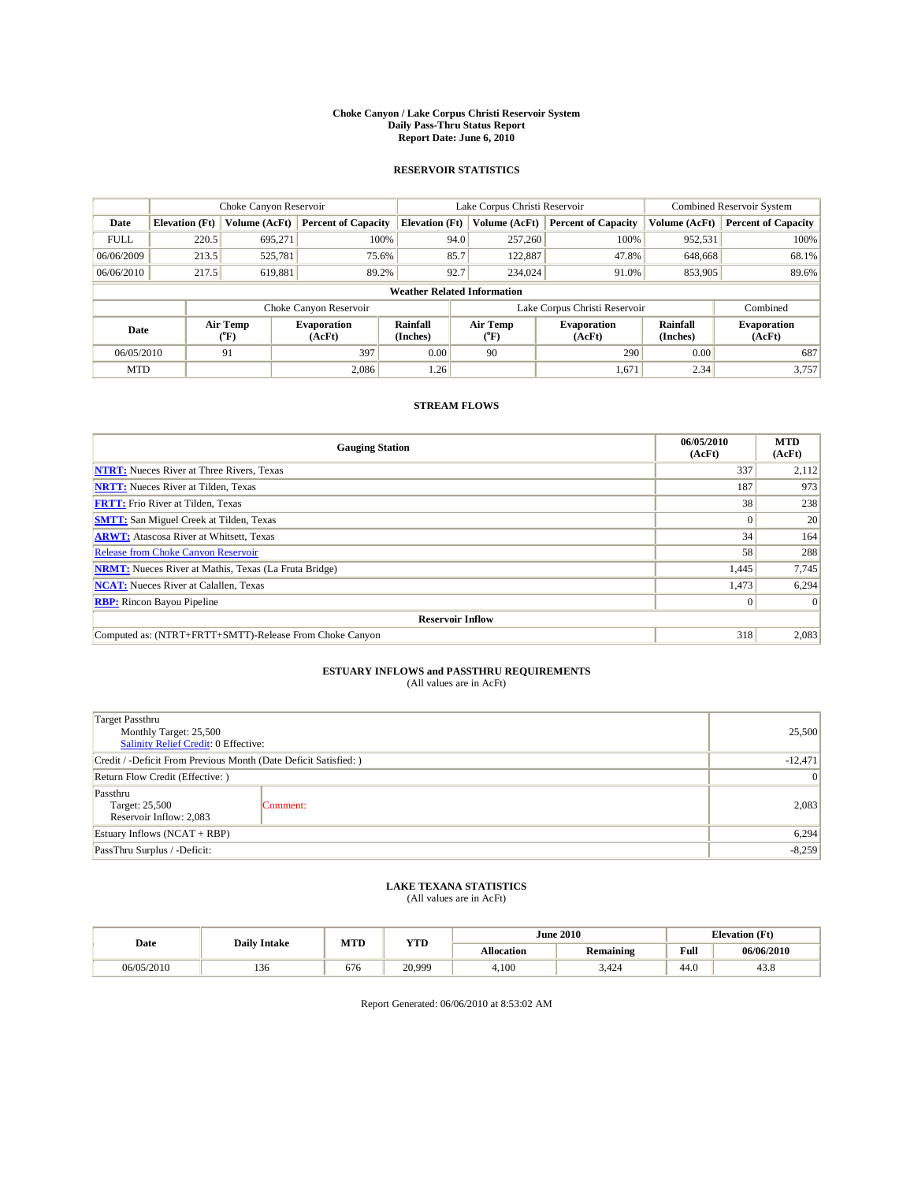# Choke Canyon / Lake Corpus Christi Reservoir System
## Daily Pass-Thru Status Report
## Report Date: June 6, 2010

### RESERVOIR STATISTICS

| | Choke Canyon Reservoir | | | Lake Corpus Christi Reservoir | | | Combined Reservoir System | |
|---|---|---|---|---|---|---|---|---|
| Date | Elevation (Ft) | Volume (AcFt) | Percent of Capacity | Elevation (Ft) | Volume (AcFt) | Percent of Capacity | Volume (AcFt) | Percent of Capacity |
| FULL | 220.5 | 695,271 | 100% | 94.0 | 257,260 | 100% | 952,531 | 100% |
| 06/06/2009 | 213.5 | 525,781 | 75.6% | 85.7 | 122,887 | 47.8% | 648,668 | 68.1% |
| 06/06/2010 | 217.5 | 619,881 | 89.2% | 92.7 | 234,024 | 91.0% | 853,905 | 89.6% |

**Weather Related Information**

| | Choke Canyon Reservoir | | | Lake Corpus Christi Reservoir | | | Combined |
|---|---|---|---|---|---|---|---|
| Date | Air Temp (°F) | Evaporation (AcFt) | Rainfall (Inches) | Air Temp (°F) | Evaporation (AcFt) | Rainfall (Inches) | Evaporation (AcFt) |
| 06/05/2010 | 91 | 397 | 0.00 | 90 | 290 | 0.00 | 687 |
| MTD | | 2,086 | 1.26 | | 1,671 | 2.34 | 3,757 |

### STREAM FLOWS

| Gauging Station | 06/05/2010 (AcFt) | MTD (AcFt) |
|---|---|---|
| NTRT: Nueces River at Three Rivers, Texas | 337 | 2,112 |
| NRTT: Nueces River at Tilden, Texas | 187 | 973 |
| FRTT: Frio River at Tilden, Texas | 38 | 238 |
| SMTT: San Miguel Creek at Tilden, Texas | 0 | 20 |
| ARWT: Atascosa River at Whitsett, Texas | 34 | 164 |
| Release from Choke Canyon Reservoir | 58 | 288 |
| NRMT: Nueces River at Mathis, Texas (La Fruta Bridge) | 1,445 | 7,745 |
| NCAT: Nueces River at Calallen, Texas | 1,473 | 6,294 |
| RBP: Rincon Bayou Pipeline | 0 | 0 |
| **Reservoir Inflow** | | |
| Computed as: (NTRT+FRTT+SMTT)-Release From Choke Canyon | 318 | 2,083 |

### ESTUARY INFLOWS and PASSTHRU REQUIREMENTS
(All values are in AcFt)

| | | |
|---|---|---|
| Target Passthru<br>Monthly Target: 25,500<br>Salinity Relief Credit: 0 Effective: | | 25,500 |
| Credit / -Deficit From Previous Month (Date Deficit Satisfied: ) | | -12,471 |
| Return Flow Credit (Effective: ) | | 0 |
| Passthru<br>Target: 25,500<br>Reservoir Inflow: 2,083 | Comment: | 2,083 |
| Estuary Inflows (NCAT + RBP) | | 6,294 |
| PassThru Surplus / -Deficit: | | -8,259 |

### LAKE TEXANA STATISTICS
(All values are in AcFt)

| Date | Daily Intake | MTD | YTD | June 2010 | | Elevation (Ft) | |
|---|---|---|---|---|---|---|---|
| | | | | Allocation | Remaining | Full | 06/06/2010 |
| 06/05/2010 | 136 | 676 | 20,999 | 4,100 | 3,424 | 44.0 | 43.8 |

Report Generated: 06/06/2010 at 8:53:02 AM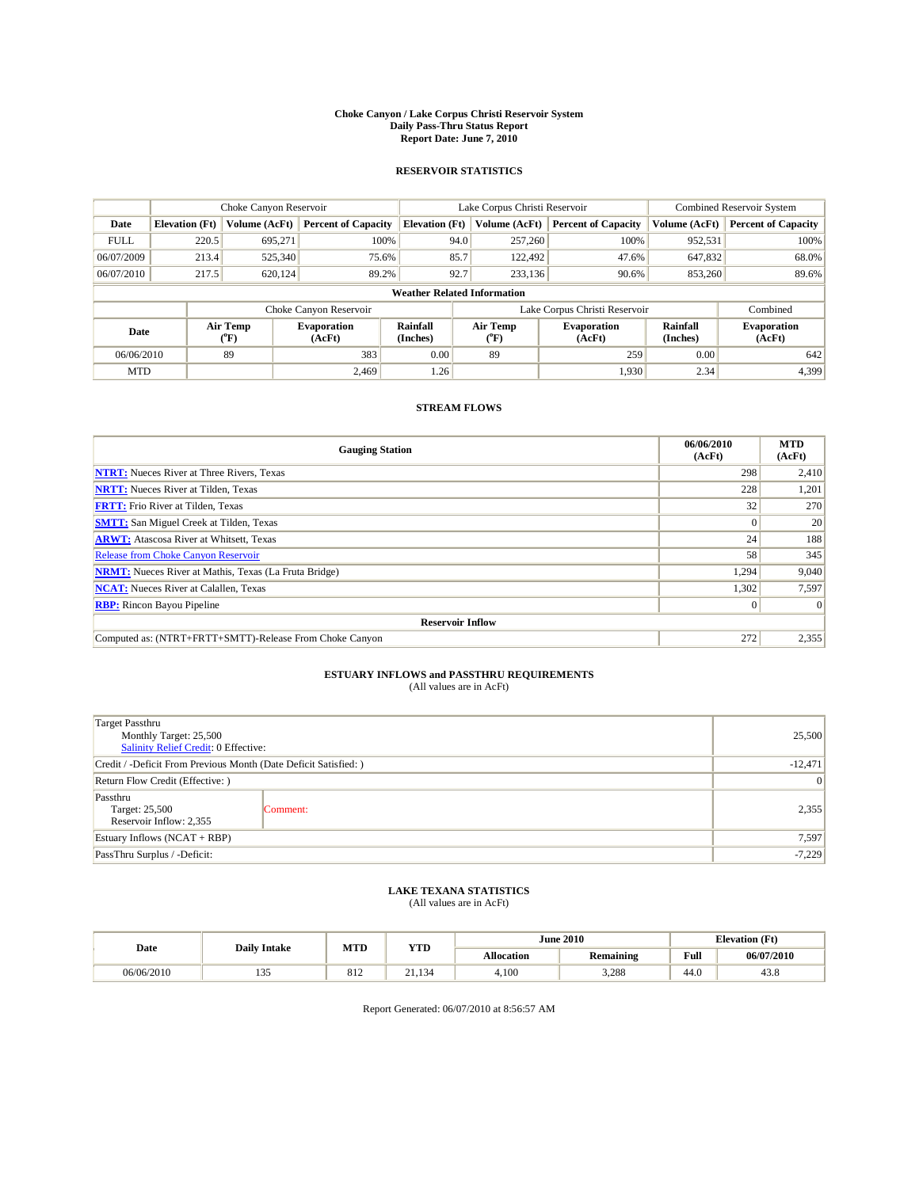# Choke Canyon / Lake Corpus Christi Reservoir System
## Daily Pass-Thru Status Report
### Report Date: June 7, 2010

## RESERVOIR STATISTICS

| | Choke Canyon Reservoir | | | Lake Corpus Christi Reservoir | | | Combined Reservoir System | |
|---|---|---|---|---|---|---|---|---|
| Date | Elevation (Ft) | Volume (AcFt) | Percent of Capacity | Elevation (Ft) | Volume (AcFt) | Percent of Capacity | Volume (AcFt) | Percent of Capacity |
| FULL | 220.5 | 695,271 | 100% | 94.0 | 257,260 | 100% | 952,531 | 100% |
| 06/07/2009 | 213.4 | 525,340 | 75.6% | 85.7 | 122,492 | 47.6% | 647,832 | 68.0% |
| 06/07/2010 | 217.5 | 620,124 | 89.2% | 92.7 | 233,136 | 90.6% | 853,260 | 89.6% |

**Weather Related Information**

| | Choke Canyon Reservoir | | | Lake Corpus Christi Reservoir | | | Combined |
|---|---|---|---|---|---|---|---|
| Date | Air Temp (°F) | Evaporation (AcFt) | Rainfall (Inches) | Air Temp (°F) | Evaporation (AcFt) | Rainfall (Inches) | Evaporation (AcFt) |
| 06/06/2010 | 89 | 383 | 0.00 | 89 | 259 | 0.00 | 642 |
| MTD | | 2,469 | 1.26 | | 1,930 | 2.34 | 4,399 |

## STREAM FLOWS

| Gauging Station | 06/06/2010 (AcFt) | MTD (AcFt) |
|---|---|---|
| NTRT: Nueces River at Three Rivers, Texas | 298 | 2,410 |
| NRTT: Nueces River at Tilden, Texas | 228 | 1,201 |
| FRTT: Frio River at Tilden, Texas | 32 | 270 |
| SMTT: San Miguel Creek at Tilden, Texas | 0 | 20 |
| ARWT: Atascosa River at Whitsett, Texas | 24 | 188 |
| Release from Choke Canyon Reservoir | 58 | 345 |
| NRMT: Nueces River at Mathis, Texas (La Fruta Bridge) | 1,294 | 9,040 |
| NCAT: Nueces River at Calallen, Texas | 1,302 | 7,597 |
| RBP: Rincon Bayou Pipeline | 0 | 0 |
| **Reservoir Inflow** | | |
| Computed as: (NTRT+FRTT+SMTT)-Release From Choke Canyon | 272 | 2,355 |

## ESTUARY INFLOWS and PASSTHRU REQUIREMENTS
(All values are in AcFt)

| | | |
|---|---|---|
| Target Passthru<br>Monthly Target: 25,500<br>Salinity Relief Credit: 0 Effective: | | 25,500 |
| Credit / -Deficit From Previous Month (Date Deficit Satisfied: ) | | -12,471 |
| Return Flow Credit (Effective: ) | | 0 |
| Passthru<br>Target: 25,500<br>Reservoir Inflow: 2,355 | Comment: | 2,355 |
| Estuary Inflows (NCAT + RBP) | | 7,597 |
| PassThru Surplus / -Deficit: | | -7,229 |

## LAKE TEXANA STATISTICS
(All values are in AcFt)

| Date | Daily Intake | MTD | YTD | June 2010 | | Elevation (Ft) | |
|---|---|---|---|---|---|---|---|
| | | | | Allocation | Remaining | Full | 06/07/2010 |
| 06/06/2010 | 135 | 812 | 21,134 | 4,100 | 3,288 | 44.0 | 43.8 |

Report Generated: 06/07/2010 at 8:56:57 AM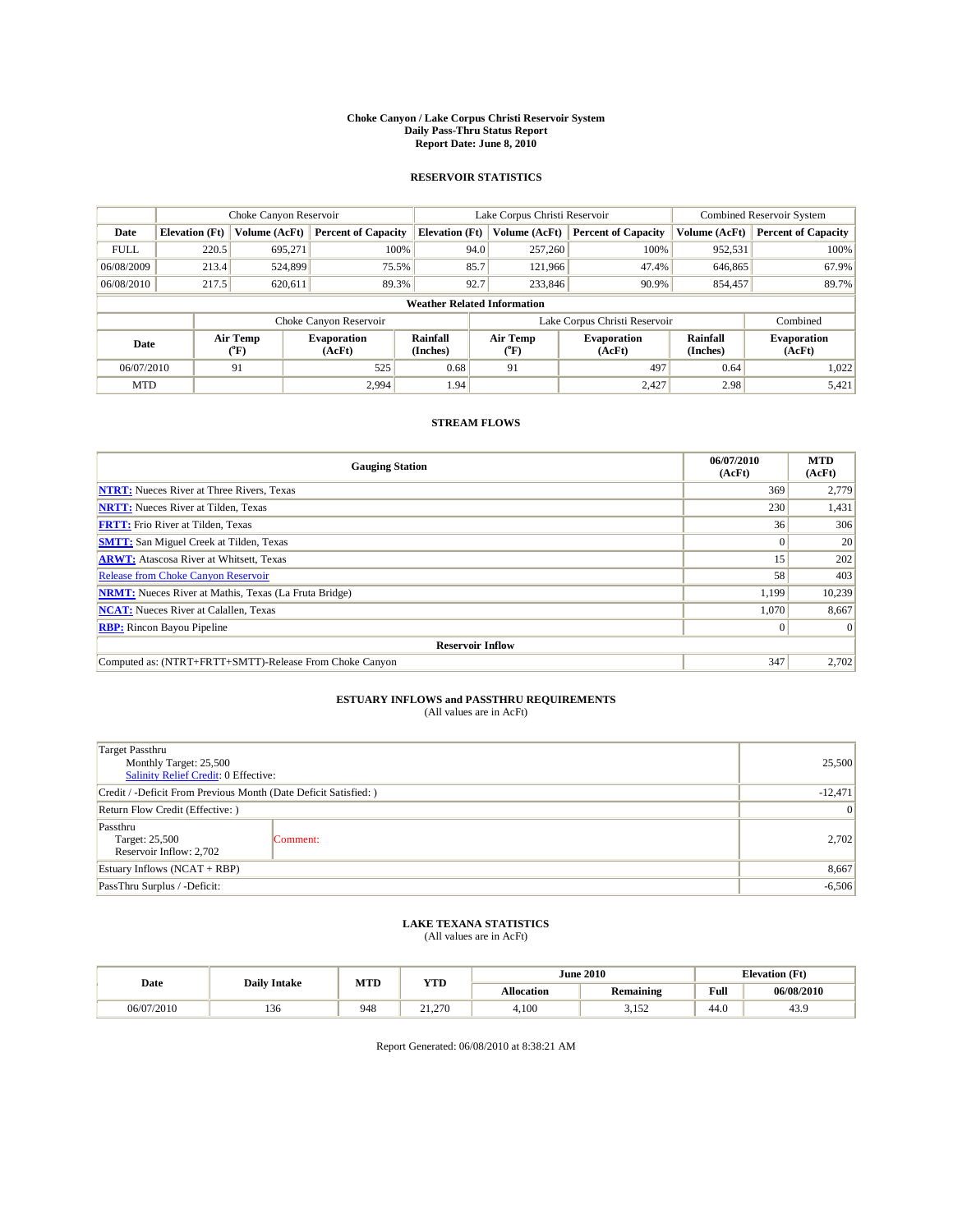# Choke Canyon / Lake Corpus Christi Reservoir System
## Daily Pass-Thru Status Report
### Report Date: June 8, 2010

## RESERVOIR STATISTICS

| | Choke Canyon Reservoir | | | Lake Corpus Christi Reservoir | | | Combined Reservoir System | |
|---|---|---|---|---|---|---|---|---|
| Date | Elevation (Ft) | Volume (AcFt) | Percent of Capacity | Elevation (Ft) | Volume (AcFt) | Percent of Capacity | Volume (AcFt) | Percent of Capacity |
| FULL | 220.5 | 695,271 | 100% | 94.0 | 257,260 | 100% | 952,531 | 100% |
| 06/08/2009 | 213.4 | 524,899 | 75.5% | 85.7 | 121,966 | 47.4% | 646,865 | 67.9% |
| 06/08/2010 | 217.5 | 620,611 | 89.3% | 92.7 | 233,846 | 90.9% | 854,457 | 89.7% |

**Weather Related Information**

| | Choke Canyon Reservoir | | | Lake Corpus Christi Reservoir | | | Combined |
|---|---|---|---|---|---|---|---|
| Date | Air Temp (°F) | Evaporation (AcFt) | Rainfall (Inches) | Air Temp (°F) | Evaporation (AcFt) | Rainfall (Inches) | Evaporation (AcFt) |
| 06/07/2010 | 91 | 525 | 0.68 | 91 | 497 | 0.64 | 1,022 |
| MTD | | 2,994 | 1.94 | | 2,427 | 2.98 | 5,421 |

## STREAM FLOWS

| Gauging Station | 06/07/2010 (AcFt) | MTD (AcFt) |
|---|---|---|
| NTRT: Nueces River at Three Rivers, Texas | 369 | 2,779 |
| NRTT: Nueces River at Tilden, Texas | 230 | 1,431 |
| FRTT: Frio River at Tilden, Texas | 36 | 306 |
| SMTT: San Miguel Creek at Tilden, Texas | 0 | 20 |
| ARWT: Atascosa River at Whitsett, Texas | 15 | 202 |
| Release from Choke Canyon Reservoir | 58 | 403 |
| NRMT: Nueces River at Mathis, Texas (La Fruta Bridge) | 1,199 | 10,239 |
| NCAT: Nueces River at Calallen, Texas | 1,070 | 8,667 |
| RBP: Rincon Bayou Pipeline | 0 | 0 |
| **Reservoir Inflow** | | |
| Computed as: (NTRT+FRTT+SMTT)-Release From Choke Canyon | 347 | 2,702 |

## ESTUARY INFLOWS and PASSTHRU REQUIREMENTS
(All values are in AcFt)

| | | |
|---|---|---|
| Target Passthru<br>Monthly Target: 25,500<br>Salinity Relief Credit: 0 Effective: | | 25,500 |
| Credit / -Deficit From Previous Month (Date Deficit Satisfied: ) | | -12,471 |
| Return Flow Credit (Effective: ) | | 0 |
| Passthru<br>Target: 25,500<br>Reservoir Inflow: 2,702 | Comment: | 2,702 |
| Estuary Inflows (NCAT + RBP) | | 8,667 |
| PassThru Surplus / -Deficit: | | -6,506 |

## LAKE TEXANA STATISTICS
(All values are in AcFt)

| Date | Daily Intake | MTD | YTD | June 2010 | | Elevation (Ft) | |
|---|---|---|---|---|---|---|---|
| | | | | Allocation | Remaining | Full | 06/08/2010 |
| 06/07/2010 | 136 | 948 | 21,270 | 4,100 | 3,152 | 44.0 | 43.9 |

Report Generated: 06/08/2010 at 8:38:21 AM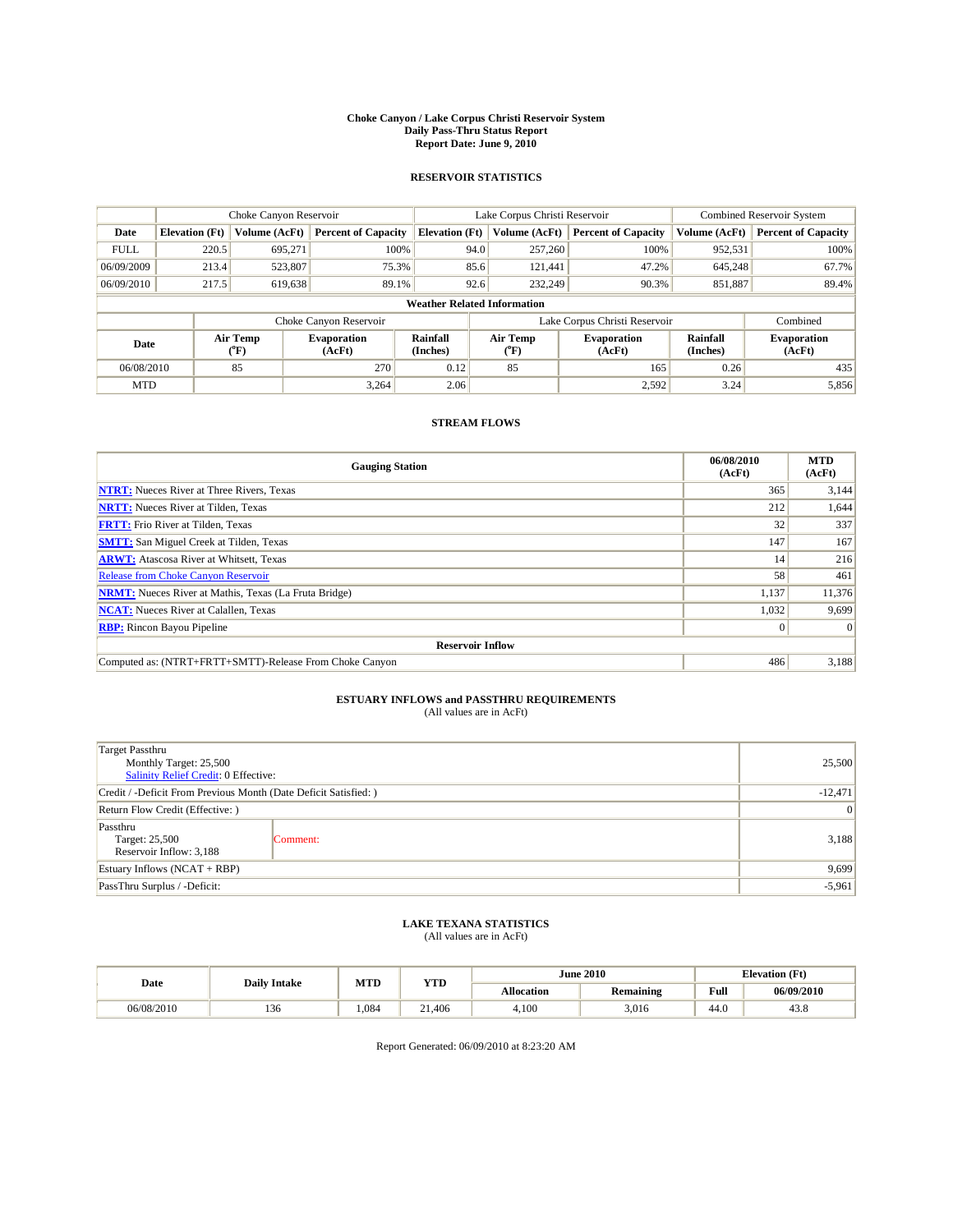# Choke Canyon / Lake Corpus Christi Reservoir System
## Daily Pass-Thru Status Report
## Report Date: June 9, 2010

### RESERVOIR STATISTICS

| | Choke Canyon Reservoir | | | Lake Corpus Christi Reservoir | | | Combined Reservoir System | |
|---|---|---|---|---|---|---|---|---|
| Date | Elevation (Ft) | Volume (AcFt) | Percent of Capacity | Elevation (Ft) | Volume (AcFt) | Percent of Capacity | Volume (AcFt) | Percent of Capacity |
| FULL | 220.5 | 695,271 | 100% | 94.0 | 257,260 | 100% | 952,531 | 100% |
| 06/09/2009 | 213.4 | 523,807 | 75.3% | 85.6 | 121,441 | 47.2% | 645,248 | 67.7% |
| 06/09/2010 | 217.5 | 619,638 | 89.1% | 92.6 | 232,249 | 90.3% | 851,887 | 89.4% |

**Weather Related Information**

| | Choke Canyon Reservoir | | | Lake Corpus Christi Reservoir | | | Combined |
|---|---|---|---|---|---|---|---|
| Date | Air Temp (°F) | Evaporation (AcFt) | Rainfall (Inches) | Air Temp (°F) | Evaporation (AcFt) | Rainfall (Inches) | Evaporation (AcFt) |
| 06/08/2010 | 85 | 270 | 0.12 | 85 | 165 | 0.26 | 435 |
| MTD | | 3,264 | 2.06 | | 2,592 | 3.24 | 5,856 |

### STREAM FLOWS

| Gauging Station | 06/08/2010 (AcFt) | MTD (AcFt) |
|---|---|---|
| NTRT: Nueces River at Three Rivers, Texas | 365 | 3,144 |
| NRTT: Nueces River at Tilden, Texas | 212 | 1,644 |
| FRTT: Frio River at Tilden, Texas | 32 | 337 |
| SMTT: San Miguel Creek at Tilden, Texas | 147 | 167 |
| ARWT: Atascosa River at Whitsett, Texas | 14 | 216 |
| Release from Choke Canyon Reservoir | 58 | 461 |
| NRMT: Nueces River at Mathis, Texas (La Fruta Bridge) | 1,137 | 11,376 |
| NCAT: Nueces River at Calallen, Texas | 1,032 | 9,699 |
| RBP: Rincon Bayou Pipeline | 0 | 0 |
| **Reservoir Inflow** | | |
| Computed as: (NTRT+FRTT+SMTT)-Release From Choke Canyon | 486 | 3,188 |

### ESTUARY INFLOWS and PASSTHRU REQUIREMENTS
(All values are in AcFt)

| | | |
|---|---|---|
| Target Passthru<br>Monthly Target: 25,500<br>Salinity Relief Credit: 0 Effective: | | 25,500 |
| Credit / -Deficit From Previous Month (Date Deficit Satisfied: ) | | -12,471 |
| Return Flow Credit (Effective: ) | | 0 |
| Passthru<br>Target: 25,500<br>Reservoir Inflow: 3,188 | Comment: | 3,188 |
| Estuary Inflows (NCAT + RBP) | | 9,699 |
| PassThru Surplus / -Deficit: | | -5,961 |

### LAKE TEXANA STATISTICS
(All values are in AcFt)

| Date | Daily Intake | MTD | YTD | June 2010 | | Elevation (Ft) | |
|---|---|---|---|---|---|---|---|
| | | | | Allocation | Remaining | Full | 06/09/2010 |
| 06/08/2010 | 136 | 1,084 | 21,406 | 4,100 | 3,016 | 44.0 | 43.8 |

Report Generated: 06/09/2010 at 8:23:20 AM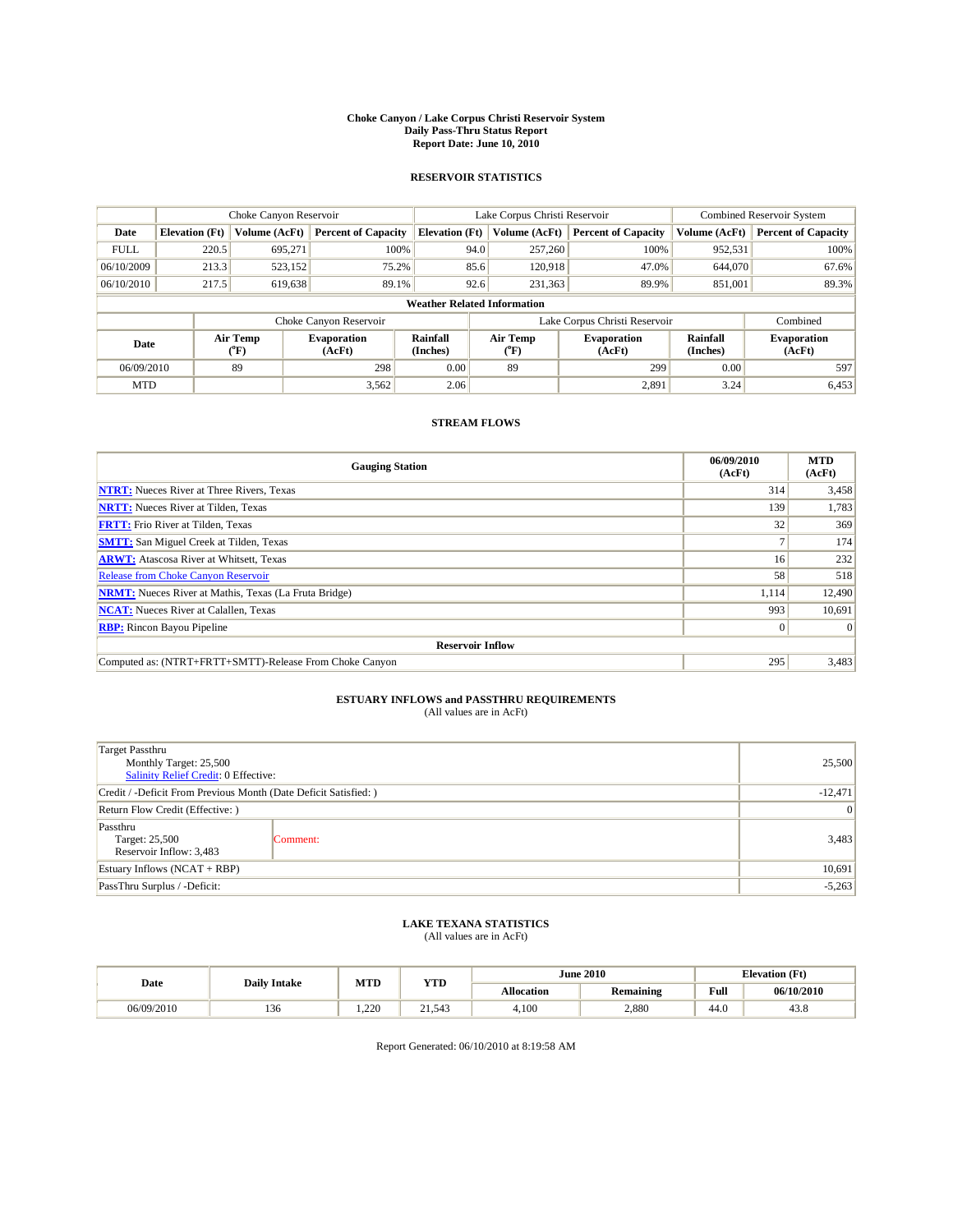# Choke Canyon / Lake Corpus Christi Reservoir System
## Daily Pass-Thru Status Report
### Report Date: June 10, 2010

## RESERVOIR STATISTICS

| | Choke Canyon Reservoir | | | Lake Corpus Christi Reservoir | | | Combined Reservoir System | |
|---|---|---|---|---|---|---|---|---|
| Date | Elevation (Ft) | Volume (AcFt) | Percent of Capacity | Elevation (Ft) | Volume (AcFt) | Percent of Capacity | Volume (AcFt) | Percent of Capacity |
| FULL | 220.5 | 695,271 | 100% | 94.0 | 257,260 | 100% | 952,531 | 100% |
| 06/10/2009 | 213.3 | 523,152 | 75.2% | 85.6 | 120,918 | 47.0% | 644,070 | 67.6% |
| 06/10/2010 | 217.5 | 619,638 | 89.1% | 92.6 | 231,363 | 89.9% | 851,001 | 89.3% |

**Weather Related Information**

| | Choke Canyon Reservoir | | | Lake Corpus Christi Reservoir | | | Combined |
|---|---|---|---|---|---|---|---|
| Date | Air Temp (°F) | Evaporation (AcFt) | Rainfall (Inches) | Air Temp (°F) | Evaporation (AcFt) | Rainfall (Inches) | Evaporation (AcFt) |
| 06/09/2010 | 89 | 298 | 0.00 | 89 | 299 | 0.00 | 597 |
| MTD | | 3,562 | 2.06 | | 2,891 | 3.24 | 6,453 |

## STREAM FLOWS

| Gauging Station | 06/09/2010 (AcFt) | MTD (AcFt) |
|---|---|---|
| NTRT: Nueces River at Three Rivers, Texas | 314 | 3,458 |
| NRTT: Nueces River at Tilden, Texas | 139 | 1,783 |
| FRTT: Frio River at Tilden, Texas | 32 | 369 |
| SMTT: San Miguel Creek at Tilden, Texas | 7 | 174 |
| ARWT: Atascosa River at Whitsett, Texas | 16 | 232 |
| Release from Choke Canyon Reservoir | 58 | 518 |
| NRMT: Nueces River at Mathis, Texas (La Fruta Bridge) | 1,114 | 12,490 |
| NCAT: Nueces River at Calallen, Texas | 993 | 10,691 |
| RBP: Rincon Bayou Pipeline | 0 | 0 |
| **Reservoir Inflow** | | |
| Computed as: (NTRT+FRTT+SMTT)-Release From Choke Canyon | 295 | 3,483 |

## ESTUARY INFLOWS and PASSTHRU REQUIREMENTS
(All values are in AcFt)

| | | |
|---|---|---|
| Target Passthru<br>Monthly Target: 25,500<br>Salinity Relief Credit: 0 Effective: | | 25,500 |
| Credit / -Deficit From Previous Month (Date Deficit Satisfied: ) | | -12,471 |
| Return Flow Credit (Effective: ) | | 0 |
| Passthru<br>Target: 25,500<br>Reservoir Inflow: 3,483 | Comment: | 3,483 |
| Estuary Inflows (NCAT + RBP) | | 10,691 |
| PassThru Surplus / -Deficit: | | -5,263 |

## LAKE TEXANA STATISTICS
(All values are in AcFt)

| Date | Daily Intake | MTD | YTD | June 2010 | | Elevation (Ft) | |
|---|---|---|---|---|---|---|---|
| | | | | Allocation | Remaining | Full | 06/10/2010 |
| 06/09/2010 | 136 | 1,220 | 21,543 | 4,100 | 2,880 | 44.0 | 43.8 |

Report Generated: 06/10/2010 at 8:19:58 AM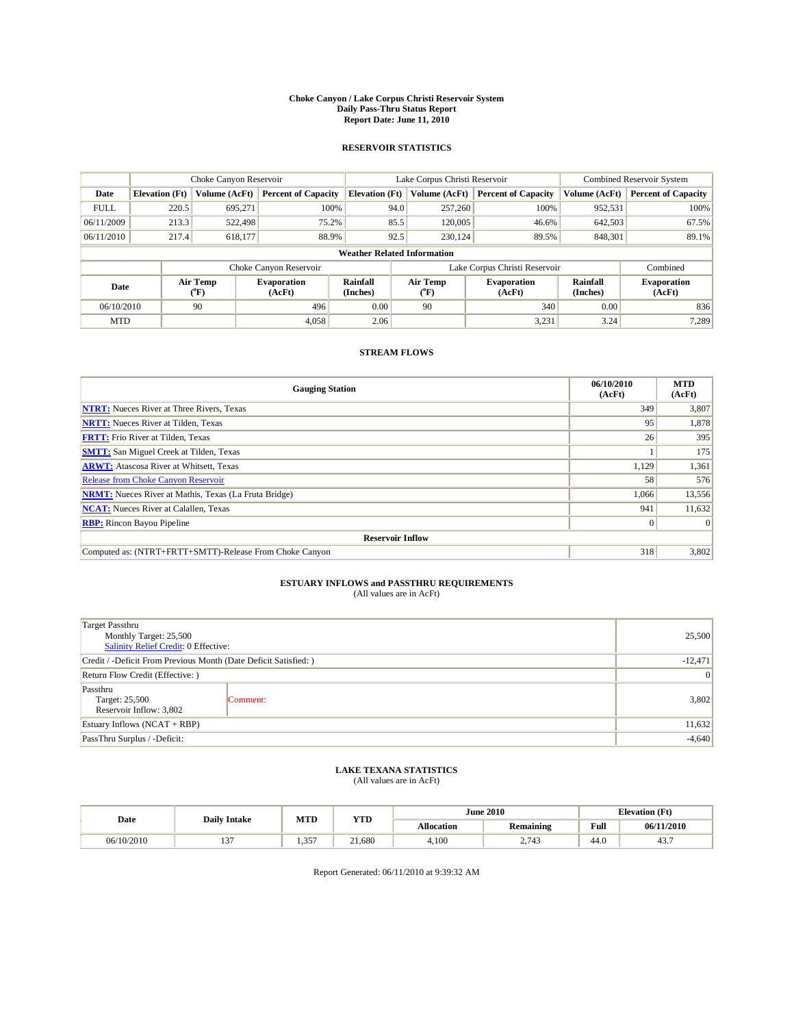# Choke Canyon / Lake Corpus Christi Reservoir System
## Daily Pass-Thru Status Report
## Report Date: June 11, 2010

### RESERVOIR STATISTICS

| | Choke Canyon Reservoir | | | Lake Corpus Christi Reservoir | | | Combined Reservoir System | |
|---|---|---|---|---|---|---|---|---|
| Date | Elevation (Ft) | Volume (AcFt) | Percent of Capacity | Elevation (Ft) | Volume (AcFt) | Percent of Capacity | Volume (AcFt) | Percent of Capacity |
| FULL | 220.5 | 695,271 | 100% | 94.0 | 257,260 | 100% | 952,531 | 100% |
| 06/11/2009 | 213.3 | 522,498 | 75.2% | 85.5 | 120,005 | 46.6% | 642,503 | 67.5% |
| 06/11/2010 | 217.4 | 618,177 | 88.9% | 92.5 | 230,124 | 89.5% | 848,301 | 89.1% |

**Weather Related Information**

| | Choke Canyon Reservoir | | | Lake Corpus Christi Reservoir | | | Combined |
|---|---|---|---|---|---|---|---|
| Date | Air Temp (°F) | Evaporation (AcFt) | Rainfall (Inches) | Air Temp (°F) | Evaporation (AcFt) | Rainfall (Inches) | Evaporation (AcFt) |
| 06/10/2010 | 90 | 496 | 0.00 | 90 | 340 | 0.00 | 836 |
| MTD | | 4,058 | 2.06 | | 3,231 | 3.24 | 7,289 |

### STREAM FLOWS

| Gauging Station | 06/10/2010 (AcFt) | MTD (AcFt) |
|---|---|---|
| NTRT: Nueces River at Three Rivers, Texas | 349 | 3,807 |
| NRTT: Nueces River at Tilden, Texas | 95 | 1,878 |
| FRTT: Frio River at Tilden, Texas | 26 | 395 |
| SMTT: San Miguel Creek at Tilden, Texas | 1 | 175 |
| ARWT: Atascosa River at Whitsett, Texas | 1,129 | 1,361 |
| Release from Choke Canyon Reservoir | 58 | 576 |
| NRMT: Nueces River at Mathis, Texas (La Fruta Bridge) | 1,066 | 13,556 |
| NCAT: Nueces River at Calallen, Texas | 941 | 11,632 |
| RBP: Rincon Bayou Pipeline | 0 | 0 |
| **Reservoir Inflow** | | |
| Computed as: (NTRT+FRTT+SMTT)-Release From Choke Canyon | 318 | 3,802 |

### ESTUARY INFLOWS and PASSTHRU REQUIREMENTS
(All values are in AcFt)

| | | |
|---|---|---|
| Target Passthru<br>Monthly Target: 25,500<br>Salinity Relief Credit: 0 Effective: | | 25,500 |
| Credit / -Deficit From Previous Month (Date Deficit Satisfied: ) | | -12,471 |
| Return Flow Credit (Effective: ) | | 0 |
| Passthru<br>Target: 25,500<br>Reservoir Inflow: 3,802 | Comment: | 3,802 |
| Estuary Inflows (NCAT + RBP) | | 11,632 |
| PassThru Surplus / -Deficit: | | -4,640 |

### LAKE TEXANA STATISTICS
(All values are in AcFt)

| Date | Daily Intake | MTD | YTD | June 2010 | | Elevation (Ft) | |
|---|---|---|---|---|---|---|---|
| | | | | Allocation | Remaining | Full | 06/11/2010 |
| 06/10/2010 | 137 | 1,357 | 21,680 | 4,100 | 2,743 | 44.0 | 43.7 |

Report Generated: 06/11/2010 at 9:39:32 AM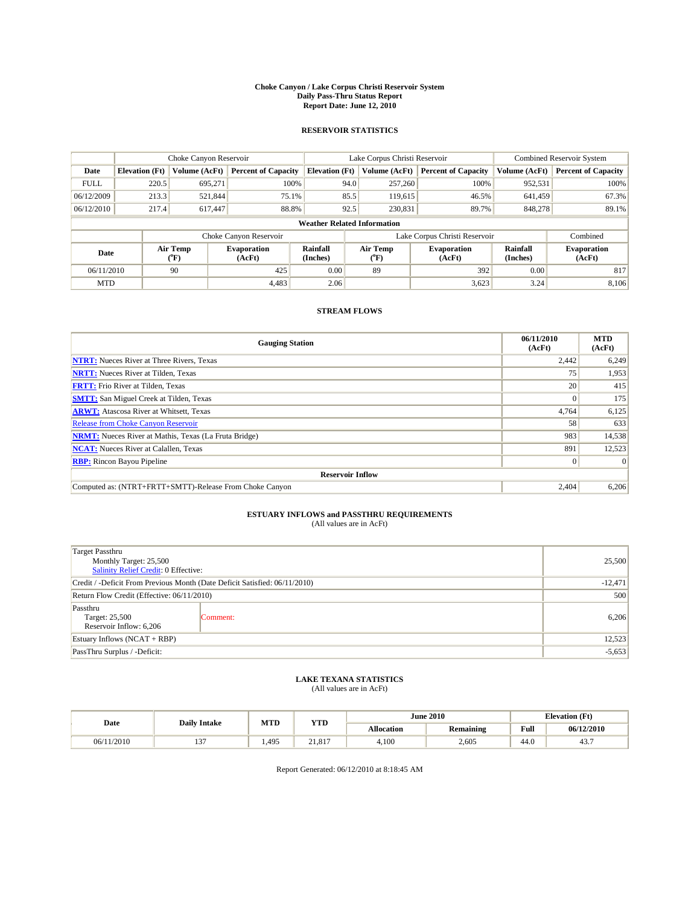# Choke Canyon / Lake Corpus Christi Reservoir System
## Daily Pass-Thru Status Report
## Report Date: June 12, 2010

### RESERVOIR STATISTICS

| | Choke Canyon Reservoir | | | Lake Corpus Christi Reservoir | | | Combined Reservoir System | |
|---|---|---|---|---|---|---|---|---|
| Date | Elevation (Ft) | Volume (AcFt) | Percent of Capacity | Elevation (Ft) | Volume (AcFt) | Percent of Capacity | Volume (AcFt) | Percent of Capacity |
| FULL | 220.5 | 695,271 | 100% | 94.0 | 257,260 | 100% | 952,531 | 100% |
| 06/12/2009 | 213.3 | 521,844 | 75.1% | 85.5 | 119,615 | 46.5% | 641,459 | 67.3% |
| 06/12/2010 | 217.4 | 617,447 | 88.8% | 92.5 | 230,831 | 89.7% | 848,278 | 89.1% |

**Weather Related Information**

| | Choke Canyon Reservoir | | | Lake Corpus Christi Reservoir | | | Combined |
|---|---|---|---|---|---|---|---|
| Date | Air Temp (°F) | Evaporation (AcFt) | Rainfall (Inches) | Air Temp (°F) | Evaporation (AcFt) | Rainfall (Inches) | Evaporation (AcFt) |
| 06/11/2010 | 90 | 425 | 0.00 | 89 | 392 | 0.00 | 817 |
| MTD | | 4,483 | 2.06 | | 3,623 | 3.24 | 8,106 |

### STREAM FLOWS

| Gauging Station | 06/11/2010 (AcFt) | MTD (AcFt) |
|---|---|---|
| NTRT: Nueces River at Three Rivers, Texas | 2,442 | 6,249 |
| NRTT: Nueces River at Tilden, Texas | 75 | 1,953 |
| FRTT: Frio River at Tilden, Texas | 20 | 415 |
| SMTT: San Miguel Creek at Tilden, Texas | 0 | 175 |
| ARWT: Atascosa River at Whitsett, Texas | 4,764 | 6,125 |
| Release from Choke Canyon Reservoir | 58 | 633 |
| NRMT: Nueces River at Mathis, Texas (La Fruta Bridge) | 983 | 14,538 |
| NCAT: Nueces River at Calallen, Texas | 891 | 12,523 |
| RBP: Rincon Bayou Pipeline | 0 | 0 |
| **Reservoir Inflow** | | |
| Computed as: (NTRT+FRTT+SMTT)-Release From Choke Canyon | 2,404 | 6,206 |

### ESTUARY INFLOWS and PASSTHRU REQUIREMENTS
(All values are in AcFt)

| | | |
|---|---|---|
| Target Passthru<br>Monthly Target: 25,500<br>Salinity Relief Credit: 0 Effective: | | 25,500 |
| Credit / -Deficit From Previous Month (Date Deficit Satisfied: 06/11/2010) | | -12,471 |
| Return Flow Credit (Effective: 06/11/2010) | | 500 |
| Passthru<br>Target: 25,500<br>Reservoir Inflow: 6,206 | Comment: | 6,206 |
| Estuary Inflows (NCAT + RBP) | | 12,523 |
| PassThru Surplus / -Deficit: | | -5,653 |

### LAKE TEXANA STATISTICS
(All values are in AcFt)

| Date | Daily Intake | MTD | YTD | June 2010 | | Elevation (Ft) | |
|---|---|---|---|---|---|---|---|
| | | | | Allocation | Remaining | Full | 06/12/2010 |
| 06/11/2010 | 137 | 1,495 | 21,817 | 4,100 | 2,605 | 44.0 | 43.7 |

Report Generated: 06/12/2010 at 8:18:45 AM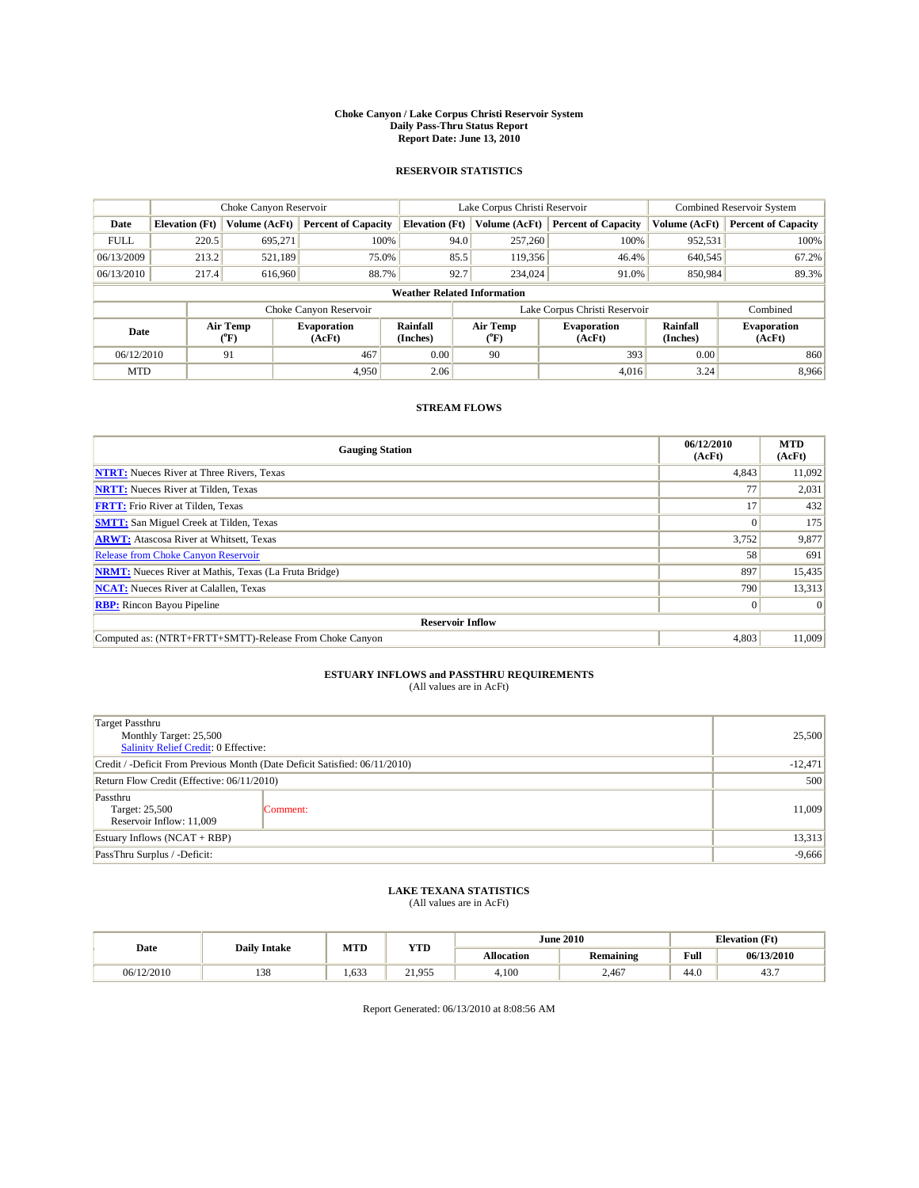# Choke Canyon / Lake Corpus Christi Reservoir System
## Daily Pass-Thru Status Report
## Report Date: June 13, 2010

### RESERVOIR STATISTICS

| | Choke Canyon Reservoir | | | Lake Corpus Christi Reservoir | | | Combined Reservoir System | |
|---|---|---|---|---|---|---|---|---|
| Date | Elevation (Ft) | Volume (AcFt) | Percent of Capacity | Elevation (Ft) | Volume (AcFt) | Percent of Capacity | Volume (AcFt) | Percent of Capacity |
| FULL | 220.5 | 695,271 | 100% | 94.0 | 257,260 | 100% | 952,531 | 100% |
| 06/13/2009 | 213.2 | 521,189 | 75.0% | 85.5 | 119,356 | 46.4% | 640,545 | 67.2% |
| 06/13/2010 | 217.4 | 616,960 | 88.7% | 92.7 | 234,024 | 91.0% | 850,984 | 89.3% |

**Weather Related Information**

| | Choke Canyon Reservoir | | | Lake Corpus Christi Reservoir | | | Combined |
|---|---|---|---|---|---|---|---|
| Date | Air Temp (°F) | Evaporation (AcFt) | Rainfall (Inches) | Air Temp (°F) | Evaporation (AcFt) | Rainfall (Inches) | Evaporation (AcFt) |
| 06/12/2010 | 91 | 467 | 0.00 | 90 | 393 | 0.00 | 860 |
| MTD | | 4,950 | 2.06 | | 4,016 | 3.24 | 8,966 |

### STREAM FLOWS

| Gauging Station | 06/12/2010 (AcFt) | MTD (AcFt) |
|---|---|---|
| NTRT: Nueces River at Three Rivers, Texas | 4,843 | 11,092 |
| NRTT: Nueces River at Tilden, Texas | 77 | 2,031 |
| FRTT: Frio River at Tilden, Texas | 17 | 432 |
| SMTT: San Miguel Creek at Tilden, Texas | 0 | 175 |
| ARWT: Atascosa River at Whitsett, Texas | 3,752 | 9,877 |
| Release from Choke Canyon Reservoir | 58 | 691 |
| NRMT: Nueces River at Mathis, Texas (La Fruta Bridge) | 897 | 15,435 |
| NCAT: Nueces River at Calallen, Texas | 790 | 13,313 |
| RBP: Rincon Bayou Pipeline | 0 | 0 |
| **Reservoir Inflow** | | |
| Computed as: (NTRT+FRTT+SMTT)-Release From Choke Canyon | 4,803 | 11,009 |

### ESTUARY INFLOWS and PASSTHRU REQUIREMENTS
(All values are in AcFt)

| | |
|---|---|
| Target Passthru<br>Monthly Target: 25,500<br>Salinity Relief Credit: 0 Effective: | 25,500 |
| Credit / -Deficit From Previous Month (Date Deficit Satisfied: 06/11/2010) | -12,471 |
| Return Flow Credit (Effective: 06/11/2010) | 500 |
| Passthru<br>Target: 25,500<br>Reservoir Inflow: 11,009 — Comment: | 11,009 |
| Estuary Inflows (NCAT + RBP) | 13,313 |
| PassThru Surplus / -Deficit: | -9,666 |

### LAKE TEXANA STATISTICS
(All values are in AcFt)

| Date | Daily Intake | MTD | YTD | June 2010 | | Elevation (Ft) | |
|---|---|---|---|---|---|---|---|
| | | | | Allocation | Remaining | Full | 06/13/2010 |
| 06/12/2010 | 138 | 1,633 | 21,955 | 4,100 | 2,467 | 44.0 | 43.7 |

Report Generated: 06/13/2010 at 8:08:56 AM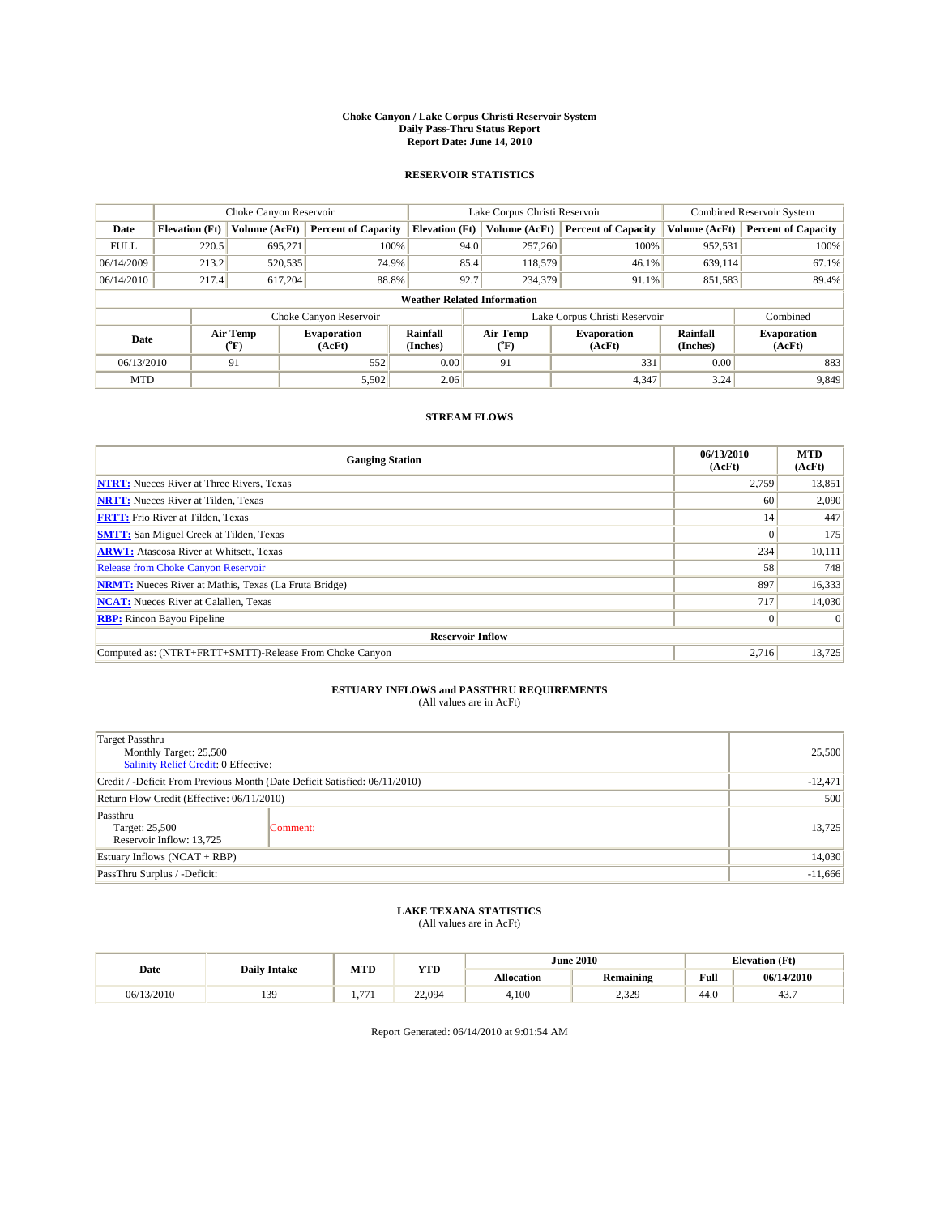# Choke Canyon / Lake Corpus Christi Reservoir System
## Daily Pass-Thru Status Report
### Report Date: June 14, 2010

## RESERVOIR STATISTICS

| | Choke Canyon Reservoir | | | Lake Corpus Christi Reservoir | | | Combined Reservoir System | |
|---|---|---|---|---|---|---|---|---|
| Date | Elevation (Ft) | Volume (AcFt) | Percent of Capacity | Elevation (Ft) | Volume (AcFt) | Percent of Capacity | Volume (AcFt) | Percent of Capacity |
| FULL | 220.5 | 695,271 | 100% | 94.0 | 257,260 | 100% | 952,531 | 100% |
| 06/14/2009 | 213.2 | 520,535 | 74.9% | 85.4 | 118,579 | 46.1% | 639,114 | 67.1% |
| 06/14/2010 | 217.4 | 617,204 | 88.8% | 92.7 | 234,379 | 91.1% | 851,583 | 89.4% |

**Weather Related Information**

| | Choke Canyon Reservoir | | | Lake Corpus Christi Reservoir | | | Combined |
|---|---|---|---|---|---|---|---|
| Date | Air Temp (°F) | Evaporation (AcFt) | Rainfall (Inches) | Air Temp (°F) | Evaporation (AcFt) | Rainfall (Inches) | Evaporation (AcFt) |
| 06/13/2010 | 91 | 552 | 0.00 | 91 | 331 | 0.00 | 883 |
| MTD | | 5,502 | 2.06 | | 4,347 | 3.24 | 9,849 |

## STREAM FLOWS

| Gauging Station | 06/13/2010 (AcFt) | MTD (AcFt) |
|---|---|---|
| NTRT: Nueces River at Three Rivers, Texas | 2,759 | 13,851 |
| NRTT: Nueces River at Tilden, Texas | 60 | 2,090 |
| FRTT: Frio River at Tilden, Texas | 14 | 447 |
| SMTT: San Miguel Creek at Tilden, Texas | 0 | 175 |
| ARWT: Atascosa River at Whitsett, Texas | 234 | 10,111 |
| Release from Choke Canyon Reservoir | 58 | 748 |
| NRMT: Nueces River at Mathis, Texas (La Fruta Bridge) | 897 | 16,333 |
| NCAT: Nueces River at Calallen, Texas | 717 | 14,030 |
| RBP: Rincon Bayou Pipeline | 0 | 0 |
| **Reservoir Inflow** | | |
| Computed as: (NTRT+FRTT+SMTT)-Release From Choke Canyon | 2,716 | 13,725 |

## ESTUARY INFLOWS and PASSTHRU REQUIREMENTS
(All values are in AcFt)

| | |
|---|---|
| Target Passthru<br>Monthly Target: 25,500<br>Salinity Relief Credit: 0 Effective: | 25,500 |
| Credit / -Deficit From Previous Month (Date Deficit Satisfied: 06/11/2010) | -12,471 |
| Return Flow Credit (Effective: 06/11/2010) | 500 |
| Passthru<br>Target: 25,500<br>Reservoir Inflow: 13,725 &nbsp;&nbsp; Comment: | 13,725 |
| Estuary Inflows (NCAT + RBP) | 14,030 |
| PassThru Surplus / -Deficit: | -11,666 |

## LAKE TEXANA STATISTICS
(All values are in AcFt)

| Date | Daily Intake | MTD | YTD | June 2010 | | Elevation (Ft) | |
|---|---|---|---|---|---|---|---|
| | | | | Allocation | Remaining | Full | 06/14/2010 |
| 06/13/2010 | 139 | 1,771 | 22,094 | 4,100 | 2,329 | 44.0 | 43.7 |

Report Generated: 06/14/2010 at 9:01:54 AM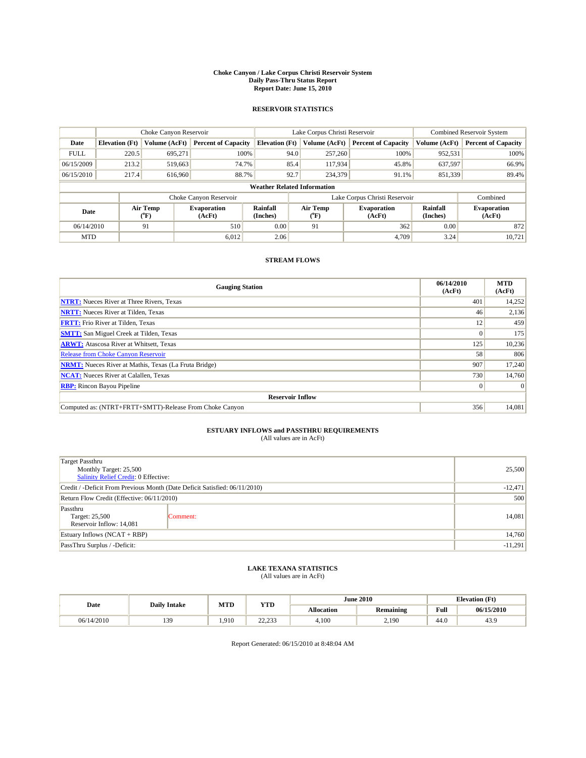# Choke Canyon / Lake Corpus Christi Reservoir System
## Daily Pass-Thru Status Report
### Report Date: June 15, 2010

## RESERVOIR STATISTICS

| | Choke Canyon Reservoir | | | Lake Corpus Christi Reservoir | | | Combined Reservoir System | |
|---|---|---|---|---|---|---|---|---|
| Date | Elevation (Ft) | Volume (AcFt) | Percent of Capacity | Elevation (Ft) | Volume (AcFt) | Percent of Capacity | Volume (AcFt) | Percent of Capacity |
| FULL | 220.5 | 695,271 | 100% | 94.0 | 257,260 | 100% | 952,531 | 100% |
| 06/15/2009 | 213.2 | 519,663 | 74.7% | 85.4 | 117,934 | 45.8% | 637,597 | 66.9% |
| 06/15/2010 | 217.4 | 616,960 | 88.7% | 92.7 | 234,379 | 91.1% | 851,339 | 89.4% |

**Weather Related Information**

| | Choke Canyon Reservoir | | | Lake Corpus Christi Reservoir | | | Combined |
|---|---|---|---|---|---|---|---|
| Date | Air Temp (°F) | Evaporation (AcFt) | Rainfall (Inches) | Air Temp (°F) | Evaporation (AcFt) | Rainfall (Inches) | Evaporation (AcFt) |
| 06/14/2010 | 91 | 510 | 0.00 | 91 | 362 | 0.00 | 872 |
| MTD | | 6,012 | 2.06 | | 4,709 | 3.24 | 10,721 |

## STREAM FLOWS

| Gauging Station | 06/14/2010 (AcFt) | MTD (AcFt) |
|---|---|---|
| NTRT: Nueces River at Three Rivers, Texas | 401 | 14,252 |
| NRTT: Nueces River at Tilden, Texas | 46 | 2,136 |
| FRTT: Frio River at Tilden, Texas | 12 | 459 |
| SMTT: San Miguel Creek at Tilden, Texas | 0 | 175 |
| ARWT: Atascosa River at Whitsett, Texas | 125 | 10,236 |
| Release from Choke Canyon Reservoir | 58 | 806 |
| NRMT: Nueces River at Mathis, Texas (La Fruta Bridge) | 907 | 17,240 |
| NCAT: Nueces River at Calallen, Texas | 730 | 14,760 |
| RBP: Rincon Bayou Pipeline | 0 | 0 |
| **Reservoir Inflow** | | |
| Computed as: (NTRT+FRTT+SMTT)-Release From Choke Canyon | 356 | 14,081 |

## ESTUARY INFLOWS and PASSTHRU REQUIREMENTS
(All values are in AcFt)

| | | |
|---|---|---|
| Target Passthru<br>Monthly Target: 25,500<br>Salinity Relief Credit: 0 Effective: | | 25,500 |
| Credit / -Deficit From Previous Month (Date Deficit Satisfied: 06/11/2010) | | -12,471 |
| Return Flow Credit (Effective: 06/11/2010) | | 500 |
| Passthru<br>Target: 25,500<br>Reservoir Inflow: 14,081 | Comment: | 14,081 |
| Estuary Inflows (NCAT + RBP) | | 14,760 |
| PassThru Surplus / -Deficit: | | -11,291 |

## LAKE TEXANA STATISTICS
(All values are in AcFt)

| Date | Daily Intake | MTD | YTD | June 2010 | | Elevation (Ft) | |
|---|---|---|---|---|---|---|---|
| | | | | Allocation | Remaining | Full | 06/15/2010 |
| 06/14/2010 | 139 | 1,910 | 22,233 | 4,100 | 2,190 | 44.0 | 43.9 |

Report Generated: 06/15/2010 at 8:48:04 AM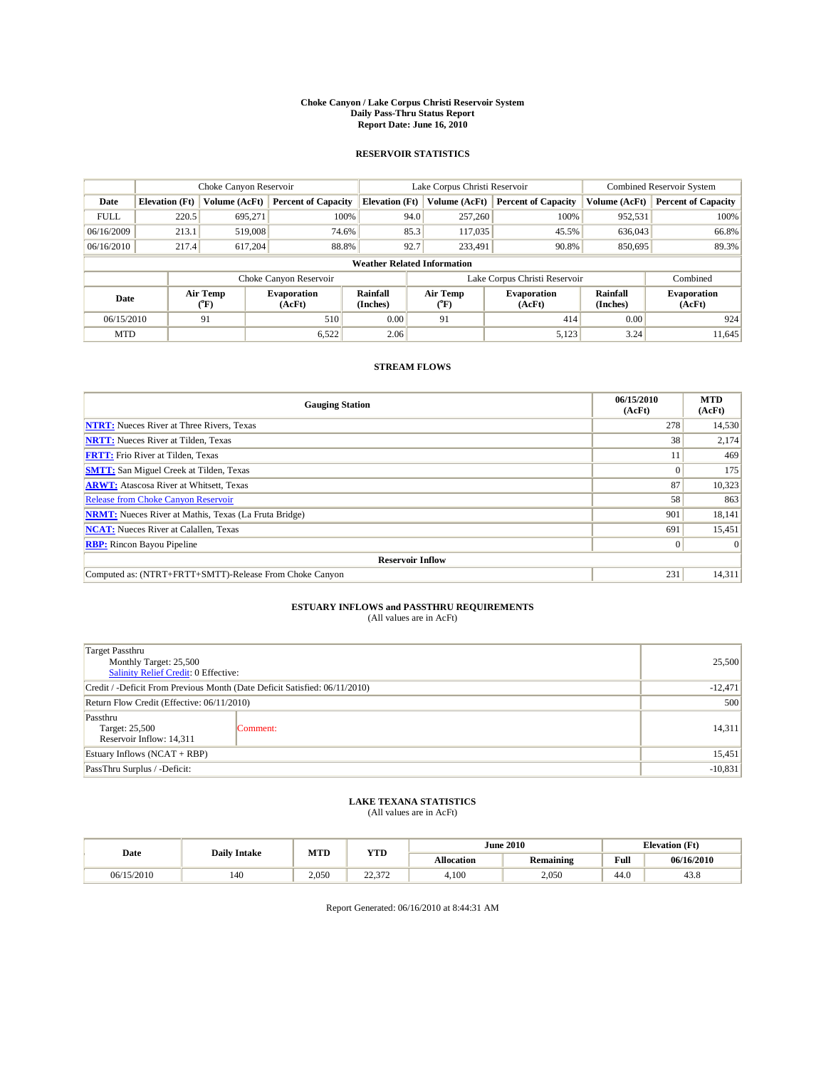# Choke Canyon / Lake Corpus Christi Reservoir System
## Daily Pass-Thru Status Report
## Report Date: June 16, 2010

### RESERVOIR STATISTICS

| | Choke Canyon Reservoir | | | Lake Corpus Christi Reservoir | | | Combined Reservoir System | |
|---|---|---|---|---|---|---|---|---|
| Date | Elevation (Ft) | Volume (AcFt) | Percent of Capacity | Elevation (Ft) | Volume (AcFt) | Percent of Capacity | Volume (AcFt) | Percent of Capacity |
| FULL | 220.5 | 695,271 | 100% | 94.0 | 257,260 | 100% | 952,531 | 100% |
| 06/16/2009 | 213.1 | 519,008 | 74.6% | 85.3 | 117,035 | 45.5% | 636,043 | 66.8% |
| 06/16/2010 | 217.4 | 617,204 | 88.8% | 92.7 | 233,491 | 90.8% | 850,695 | 89.3% |

**Weather Related Information**

| | Choke Canyon Reservoir | | | Lake Corpus Christi Reservoir | | | Combined |
|---|---|---|---|---|---|---|---|
| Date | Air Temp (°F) | Evaporation (AcFt) | Rainfall (Inches) | Air Temp (°F) | Evaporation (AcFt) | Rainfall (Inches) | Evaporation (AcFt) |
| 06/15/2010 | 91 | 510 | 0.00 | 91 | 414 | 0.00 | 924 |
| MTD | | 6,522 | 2.06 | | 5,123 | 3.24 | 11,645 |

### STREAM FLOWS

| Gauging Station | 06/15/2010 (AcFt) | MTD (AcFt) |
|---|---|---|
| NTRT: Nueces River at Three Rivers, Texas | 278 | 14,530 |
| NRTT: Nueces River at Tilden, Texas | 38 | 2,174 |
| FRTT: Frio River at Tilden, Texas | 11 | 469 |
| SMTT: San Miguel Creek at Tilden, Texas | 0 | 175 |
| ARWT: Atascosa River at Whitsett, Texas | 87 | 10,323 |
| Release from Choke Canyon Reservoir | 58 | 863 |
| NRMT: Nueces River at Mathis, Texas (La Fruta Bridge) | 901 | 18,141 |
| NCAT: Nueces River at Calallen, Texas | 691 | 15,451 |
| RBP: Rincon Bayou Pipeline | 0 | 0 |
| **Reservoir Inflow** | | |
| Computed as: (NTRT+FRTT+SMTT)-Release From Choke Canyon | 231 | 14,311 |

### ESTUARY INFLOWS and PASSTHRU REQUIREMENTS
(All values are in AcFt)

| | | |
|---|---|---|
| Target Passthru<br>Monthly Target: 25,500<br>Salinity Relief Credit: 0 Effective: | | 25,500 |
| Credit / -Deficit From Previous Month (Date Deficit Satisfied: 06/11/2010) | | -12,471 |
| Return Flow Credit (Effective: 06/11/2010) | | 500 |
| Passthru<br>Target: 25,500<br>Reservoir Inflow: 14,311 | Comment: | 14,311 |
| Estuary Inflows (NCAT + RBP) | | 15,451 |
| PassThru Surplus / -Deficit: | | -10,831 |

### LAKE TEXANA STATISTICS
(All values are in AcFt)

| Date | Daily Intake | MTD | YTD | June 2010 | | Elevation (Ft) | |
|---|---|---|---|---|---|---|---|
| | | | | Allocation | Remaining | Full | 06/16/2010 |
| 06/15/2010 | 140 | 2,050 | 22,372 | 4,100 | 2,050 | 44.0 | 43.8 |

Report Generated: 06/16/2010 at 8:44:31 AM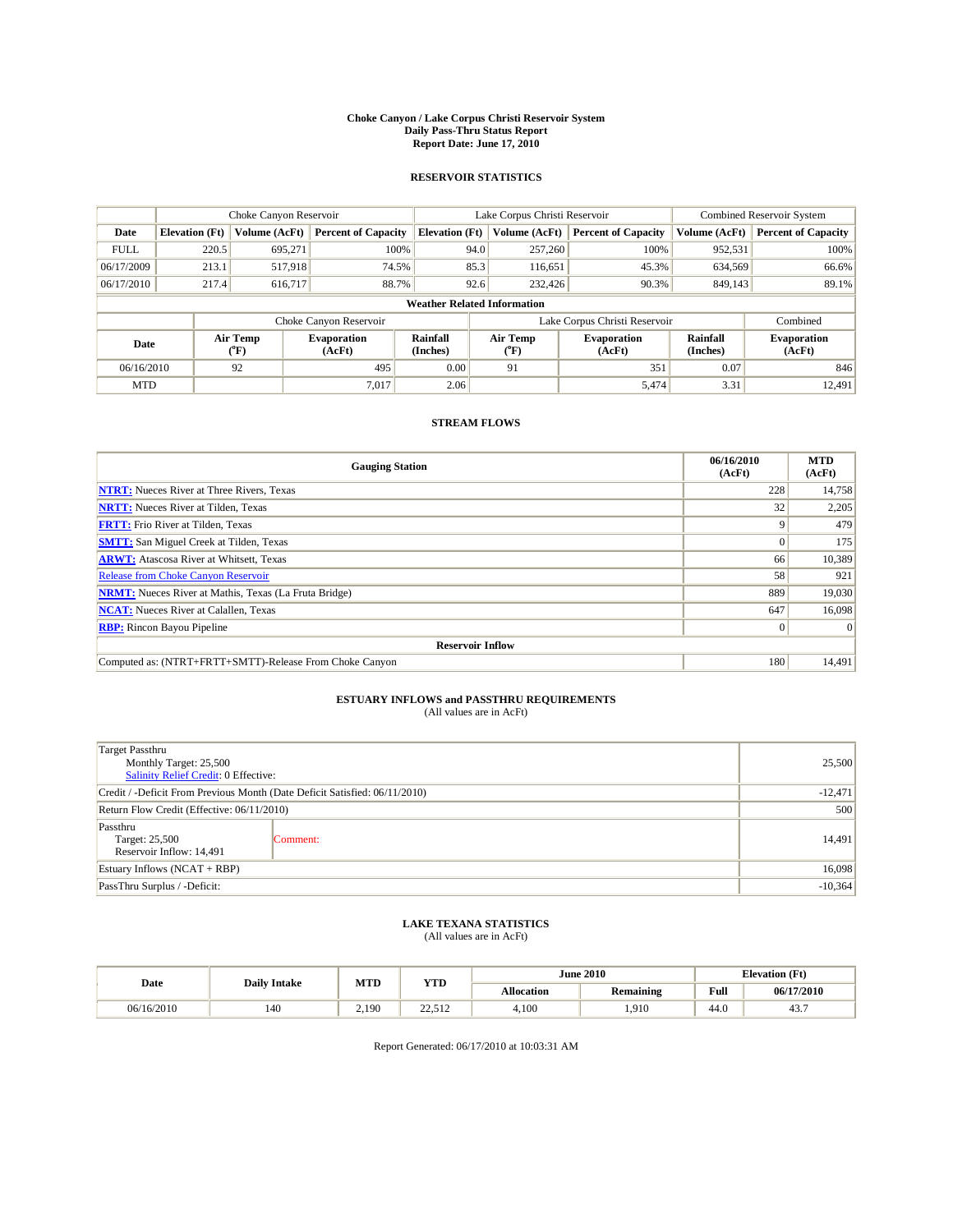# Choke Canyon / Lake Corpus Christi Reservoir System
## Daily Pass-Thru Status Report
## Report Date: June 17, 2010

### RESERVOIR STATISTICS

| | Choke Canyon Reservoir | | | Lake Corpus Christi Reservoir | | | Combined Reservoir System | |
|---|---|---|---|---|---|---|---|---|
| Date | Elevation (Ft) | Volume (AcFt) | Percent of Capacity | Elevation (Ft) | Volume (AcFt) | Percent of Capacity | Volume (AcFt) | Percent of Capacity |
| FULL | 220.5 | 695,271 | 100% | 94.0 | 257,260 | 100% | 952,531 | 100% |
| 06/17/2009 | 213.1 | 517,918 | 74.5% | 85.3 | 116,651 | 45.3% | 634,569 | 66.6% |
| 06/17/2010 | 217.4 | 616,717 | 88.7% | 92.6 | 232,426 | 90.3% | 849,143 | 89.1% |

**Weather Related Information**

| | Choke Canyon Reservoir | | | Lake Corpus Christi Reservoir | | | Combined |
|---|---|---|---|---|---|---|---|
| Date | Air Temp (°F) | Evaporation (AcFt) | Rainfall (Inches) | Air Temp (°F) | Evaporation (AcFt) | Rainfall (Inches) | Evaporation (AcFt) |
| 06/16/2010 | 92 | 495 | 0.00 | 91 | 351 | 0.07 | 846 |
| MTD | | 7,017 | 2.06 | | 5,474 | 3.31 | 12,491 |

### STREAM FLOWS

| Gauging Station | 06/16/2010 (AcFt) | MTD (AcFt) |
|---|---|---|
| NTRT: Nueces River at Three Rivers, Texas | 228 | 14,758 |
| NRTT: Nueces River at Tilden, Texas | 32 | 2,205 |
| FRTT: Frio River at Tilden, Texas | 9 | 479 |
| SMTT: San Miguel Creek at Tilden, Texas | 0 | 175 |
| ARWT: Atascosa River at Whitsett, Texas | 66 | 10,389 |
| Release from Choke Canyon Reservoir | 58 | 921 |
| NRMT: Nueces River at Mathis, Texas (La Fruta Bridge) | 889 | 19,030 |
| NCAT: Nueces River at Calallen, Texas | 647 | 16,098 |
| RBP: Rincon Bayou Pipeline | 0 | 0 |
| **Reservoir Inflow** | | |
| Computed as: (NTRT+FRTT+SMTT)-Release From Choke Canyon | 180 | 14,491 |

### ESTUARY INFLOWS and PASSTHRU REQUIREMENTS
(All values are in AcFt)

| | | |
|---|---|---|
| Target Passthru<br>Monthly Target: 25,500<br>Salinity Relief Credit: 0 Effective: | | 25,500 |
| Credit / -Deficit From Previous Month (Date Deficit Satisfied: 06/11/2010) | | -12,471 |
| Return Flow Credit (Effective: 06/11/2010) | | 500 |
| Passthru<br>Target: 25,500<br>Reservoir Inflow: 14,491 | Comment: | 14,491 |
| Estuary Inflows (NCAT + RBP) | | 16,098 |
| PassThru Surplus / -Deficit: | | -10,364 |

### LAKE TEXANA STATISTICS
(All values are in AcFt)

| Date | Daily Intake | MTD | YTD | June 2010 | | Elevation (Ft) | |
|---|---|---|---|---|---|---|---|
| | | | | Allocation | Remaining | Full | 06/17/2010 |
| 06/16/2010 | 140 | 2,190 | 22,512 | 4,100 | 1,910 | 44.0 | 43.7 |

Report Generated: 06/17/2010 at 10:03:31 AM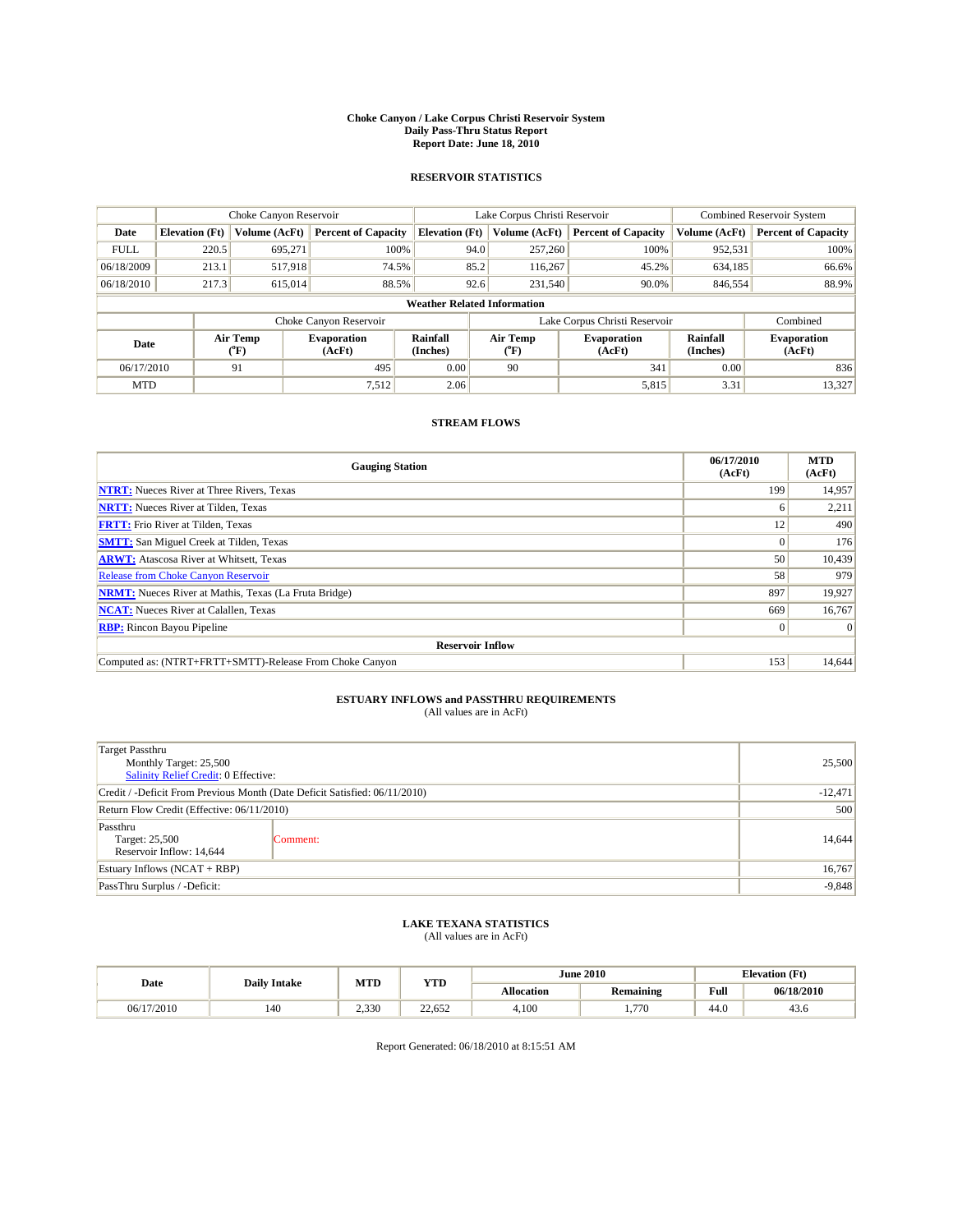# Choke Canyon / Lake Corpus Christi Reservoir System
## Daily Pass-Thru Status Report
## Report Date: June 18, 2010

### RESERVOIR STATISTICS

| | Choke Canyon Reservoir | | | Lake Corpus Christi Reservoir | | | Combined Reservoir System | |
|---|---|---|---|---|---|---|---|---|
| Date | Elevation (Ft) | Volume (AcFt) | Percent of Capacity | Elevation (Ft) | Volume (AcFt) | Percent of Capacity | Volume (AcFt) | Percent of Capacity |
| FULL | 220.5 | 695,271 | 100% | 94.0 | 257,260 | 100% | 952,531 | 100% |
| 06/18/2009 | 213.1 | 517,918 | 74.5% | 85.2 | 116,267 | 45.2% | 634,185 | 66.6% |
| 06/18/2010 | 217.3 | 615,014 | 88.5% | 92.6 | 231,540 | 90.0% | 846,554 | 88.9% |

**Weather Related Information**

| | Choke Canyon Reservoir | | | Lake Corpus Christi Reservoir | | | Combined |
|---|---|---|---|---|---|---|---|
| Date | Air Temp (°F) | Evaporation (AcFt) | Rainfall (Inches) | Air Temp (°F) | Evaporation (AcFt) | Rainfall (Inches) | Evaporation (AcFt) |
| 06/17/2010 | 91 | 495 | 0.00 | 90 | 341 | 0.00 | 836 |
| MTD | | 7,512 | 2.06 | | 5,815 | 3.31 | 13,327 |

### STREAM FLOWS

| Gauging Station | 06/17/2010 (AcFt) | MTD (AcFt) |
|---|---|---|
| NTRT: Nueces River at Three Rivers, Texas | 199 | 14,957 |
| NRTT: Nueces River at Tilden, Texas | 6 | 2,211 |
| FRTT: Frio River at Tilden, Texas | 12 | 490 |
| SMTT: San Miguel Creek at Tilden, Texas | 0 | 176 |
| ARWT: Atascosa River at Whitsett, Texas | 50 | 10,439 |
| Release from Choke Canyon Reservoir | 58 | 979 |
| NRMT: Nueces River at Mathis, Texas (La Fruta Bridge) | 897 | 19,927 |
| NCAT: Nueces River at Calallen, Texas | 669 | 16,767 |
| RBP: Rincon Bayou Pipeline | 0 | 0 |
| **Reservoir Inflow** | | |
| Computed as: (NTRT+FRTT+SMTT)-Release From Choke Canyon | 153 | 14,644 |

### ESTUARY INFLOWS and PASSTHRU REQUIREMENTS
(All values are in AcFt)

| | |
|---|---|
| Target Passthru<br>Monthly Target: 25,500<br>Salinity Relief Credit: 0 Effective: | 25,500 |
| Credit / -Deficit From Previous Month (Date Deficit Satisfied: 06/11/2010) | -12,471 |
| Return Flow Credit (Effective: 06/11/2010) | 500 |
| Passthru<br>Target: 25,500<br>Reservoir Inflow: 14,644 — Comment: | 14,644 |
| Estuary Inflows (NCAT + RBP) | 16,767 |
| PassThru Surplus / -Deficit: | -9,848 |

### LAKE TEXANA STATISTICS
(All values are in AcFt)

| Date | Daily Intake | MTD | YTD | June 2010 | | Elevation (Ft) | |
|---|---|---|---|---|---|---|---|
| | | | | Allocation | Remaining | Full | 06/18/2010 |
| 06/17/2010 | 140 | 2,330 | 22,652 | 4,100 | 1,770 | 44.0 | 43.6 |

Report Generated: 06/18/2010 at 8:15:51 AM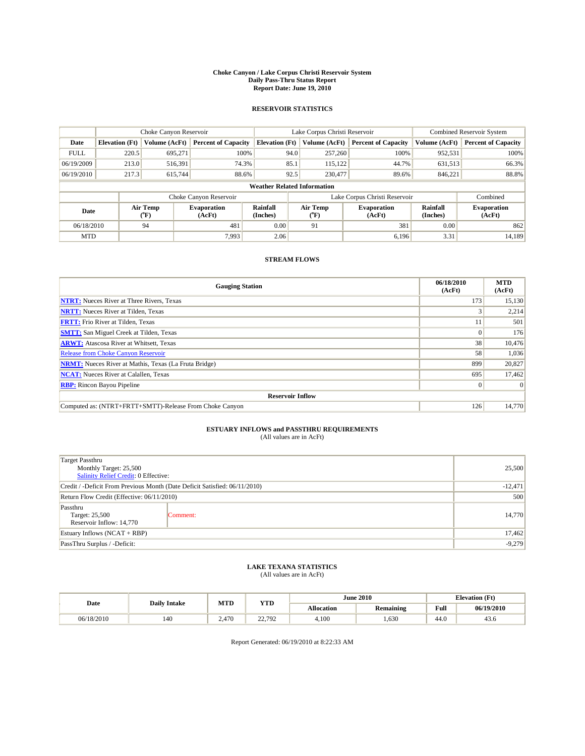# Choke Canyon / Lake Corpus Christi Reservoir System
## Daily Pass-Thru Status Report
### Report Date: June 19, 2010

## RESERVOIR STATISTICS

| | Choke Canyon Reservoir | | | Lake Corpus Christi Reservoir | | | Combined Reservoir System | |
|---|---|---|---|---|---|---|---|---|
| Date | Elevation (Ft) | Volume (AcFt) | Percent of Capacity | Elevation (Ft) | Volume (AcFt) | Percent of Capacity | Volume (AcFt) | Percent of Capacity |
| FULL | 220.5 | 695,271 | 100% | 94.0 | 257,260 | 100% | 952,531 | 100% |
| 06/19/2009 | 213.0 | 516,391 | 74.3% | 85.1 | 115,122 | 44.7% | 631,513 | 66.3% |
| 06/19/2010 | 217.3 | 615,744 | 88.6% | 92.5 | 230,477 | 89.6% | 846,221 | 88.8% |

**Weather Related Information**

| | Choke Canyon Reservoir | | | Lake Corpus Christi Reservoir | | | Combined |
|---|---|---|---|---|---|---|---|
| Date | Air Temp (°F) | Evaporation (AcFt) | Rainfall (Inches) | Air Temp (°F) | Evaporation (AcFt) | Rainfall (Inches) | Evaporation (AcFt) |
| 06/18/2010 | 94 | 481 | 0.00 | 91 | 381 | 0.00 | 862 |
| MTD | | 7,993 | 2.06 | | 6,196 | 3.31 | 14,189 |

## STREAM FLOWS

| Gauging Station | 06/18/2010 (AcFt) | MTD (AcFt) |
|---|---|---|
| NTRT: Nueces River at Three Rivers, Texas | 173 | 15,130 |
| NRTT: Nueces River at Tilden, Texas | 3 | 2,214 |
| FRTT: Frio River at Tilden, Texas | 11 | 501 |
| SMTT: San Miguel Creek at Tilden, Texas | 0 | 176 |
| ARWT: Atascosa River at Whitsett, Texas | 38 | 10,476 |
| Release from Choke Canyon Reservoir | 58 | 1,036 |
| NRMT: Nueces River at Mathis, Texas (La Fruta Bridge) | 899 | 20,827 |
| NCAT: Nueces River at Calallen, Texas | 695 | 17,462 |
| RBP: Rincon Bayou Pipeline | 0 | 0 |
| **Reservoir Inflow** | | |
| Computed as: (NTRT+FRTT+SMTT)-Release From Choke Canyon | 126 | 14,770 |

## ESTUARY INFLOWS and PASSTHRU REQUIREMENTS
(All values are in AcFt)

| | |
|---|---|
| Target Passthru<br>Monthly Target: 25,500<br>Salinity Relief Credit: 0 Effective: | 25,500 |
| Credit / -Deficit From Previous Month (Date Deficit Satisfied: 06/11/2010) | -12,471 |
| Return Flow Credit (Effective: 06/11/2010) | 500 |
| Passthru<br>Target: 25,500<br>Reservoir Inflow: 14,770 — Comment: | 14,770 |
| Estuary Inflows (NCAT + RBP) | 17,462 |
| PassThru Surplus / -Deficit: | -9,279 |

## LAKE TEXANA STATISTICS
(All values are in AcFt)

| Date | Daily Intake | MTD | YTD | June 2010 | | Elevation (Ft) | |
|---|---|---|---|---|---|---|---|
| | | | | Allocation | Remaining | Full | 06/19/2010 |
| 06/18/2010 | 140 | 2,470 | 22,792 | 4,100 | 1,630 | 44.0 | 43.6 |

Report Generated: 06/19/2010 at 8:22:33 AM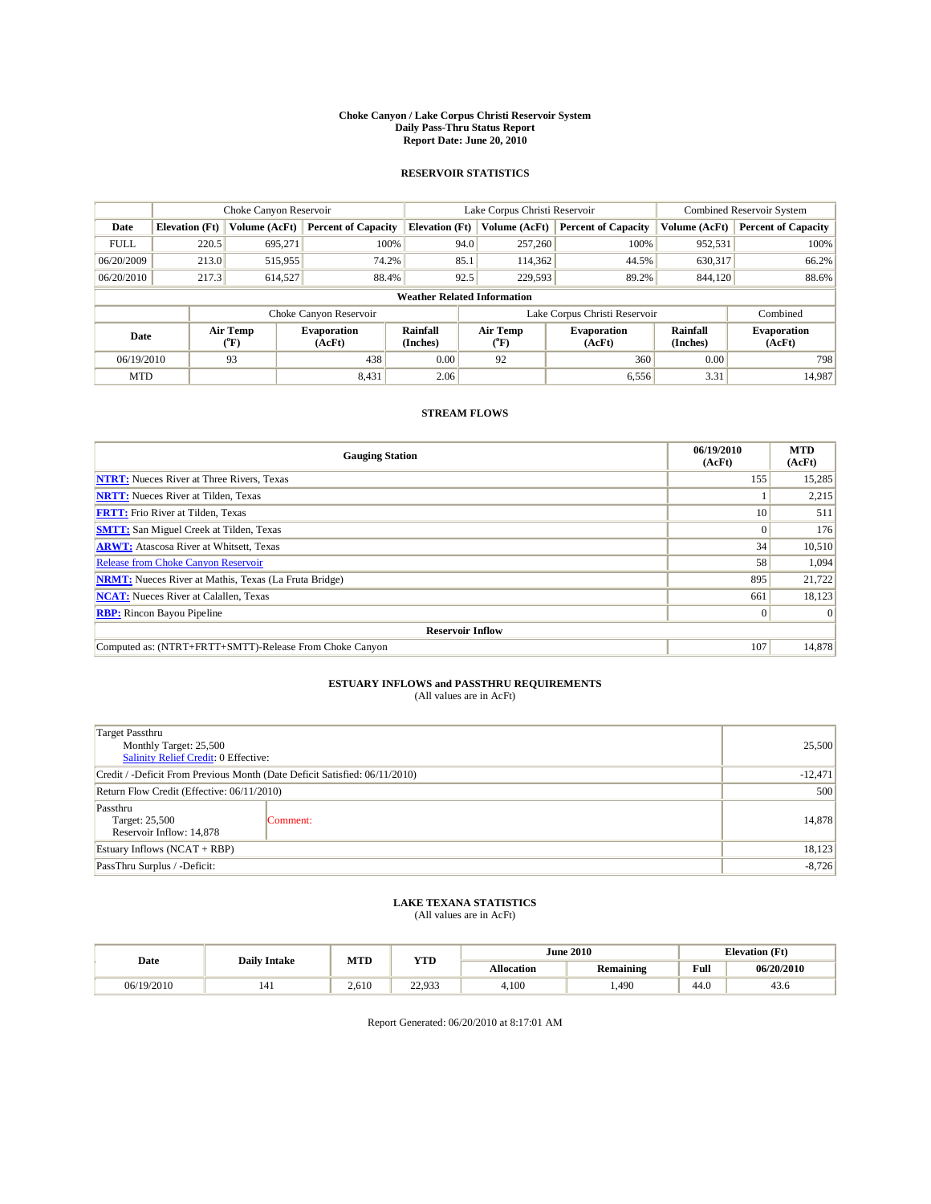# Choke Canyon / Lake Corpus Christi Reservoir System
## Daily Pass-Thru Status Report
### Report Date: June 20, 2010

## RESERVOIR STATISTICS

| | Choke Canyon Reservoir | | | Lake Corpus Christi Reservoir | | | Combined Reservoir System | |
|---|---|---|---|---|---|---|---|---|
| Date | Elevation (Ft) | Volume (AcFt) | Percent of Capacity | Elevation (Ft) | Volume (AcFt) | Percent of Capacity | Volume (AcFt) | Percent of Capacity |
| FULL | 220.5 | 695,271 | 100% | 94.0 | 257,260 | 100% | 952,531 | 100% |
| 06/20/2009 | 213.0 | 515,955 | 74.2% | 85.1 | 114,362 | 44.5% | 630,317 | 66.2% |
| 06/20/2010 | 217.3 | 614,527 | 88.4% | 92.5 | 229,593 | 89.2% | 844,120 | 88.6% |

**Weather Related Information**

| | Choke Canyon Reservoir | | | Lake Corpus Christi Reservoir | | | Combined |
|---|---|---|---|---|---|---|---|
| Date | Air Temp (°F) | Evaporation (AcFt) | Rainfall (Inches) | Air Temp (°F) | Evaporation (AcFt) | Rainfall (Inches) | Evaporation (AcFt) |
| 06/19/2010 | 93 | 438 | 0.00 | 92 | 360 | 0.00 | 798 |
| MTD | | 8,431 | 2.06 | | 6,556 | 3.31 | 14,987 |

## STREAM FLOWS

| Gauging Station | 06/19/2010 (AcFt) | MTD (AcFt) |
|---|---|---|
| NTRT: Nueces River at Three Rivers, Texas | 155 | 15,285 |
| NRTT: Nueces River at Tilden, Texas | 1 | 2,215 |
| FRTT: Frio River at Tilden, Texas | 10 | 511 |
| SMTT: San Miguel Creek at Tilden, Texas | 0 | 176 |
| ARWT: Atascosa River at Whitsett, Texas | 34 | 10,510 |
| Release from Choke Canyon Reservoir | 58 | 1,094 |
| NRMT: Nueces River at Mathis, Texas (La Fruta Bridge) | 895 | 21,722 |
| NCAT: Nueces River at Calallen, Texas | 661 | 18,123 |
| RBP: Rincon Bayou Pipeline | 0 | 0 |
| **Reservoir Inflow** | | |
| Computed as: (NTRT+FRTT+SMTT)-Release From Choke Canyon | 107 | 14,878 |

## ESTUARY INFLOWS and PASSTHRU REQUIREMENTS
(All values are in AcFt)

| | | |
|---|---|---|
| Target Passthru<br>Monthly Target: 25,500<br>Salinity Relief Credit: 0 Effective: | | 25,500 |
| Credit / -Deficit From Previous Month (Date Deficit Satisfied: 06/11/2010) | | -12,471 |
| Return Flow Credit (Effective: 06/11/2010) | | 500 |
| Passthru<br>Target: 25,500<br>Reservoir Inflow: 14,878 | Comment: | 14,878 |
| Estuary Inflows (NCAT + RBP) | | 18,123 |
| PassThru Surplus / -Deficit: | | -8,726 |

## LAKE TEXANA STATISTICS
(All values are in AcFt)

| Date | Daily Intake | MTD | YTD | June 2010 | | Elevation (Ft) | |
|---|---|---|---|---|---|---|---|
| | | | | Allocation | Remaining | Full | 06/20/2010 |
| 06/19/2010 | 141 | 2,610 | 22,933 | 4,100 | 1,490 | 44.0 | 43.6 |

Report Generated: 06/20/2010 at 8:17:01 AM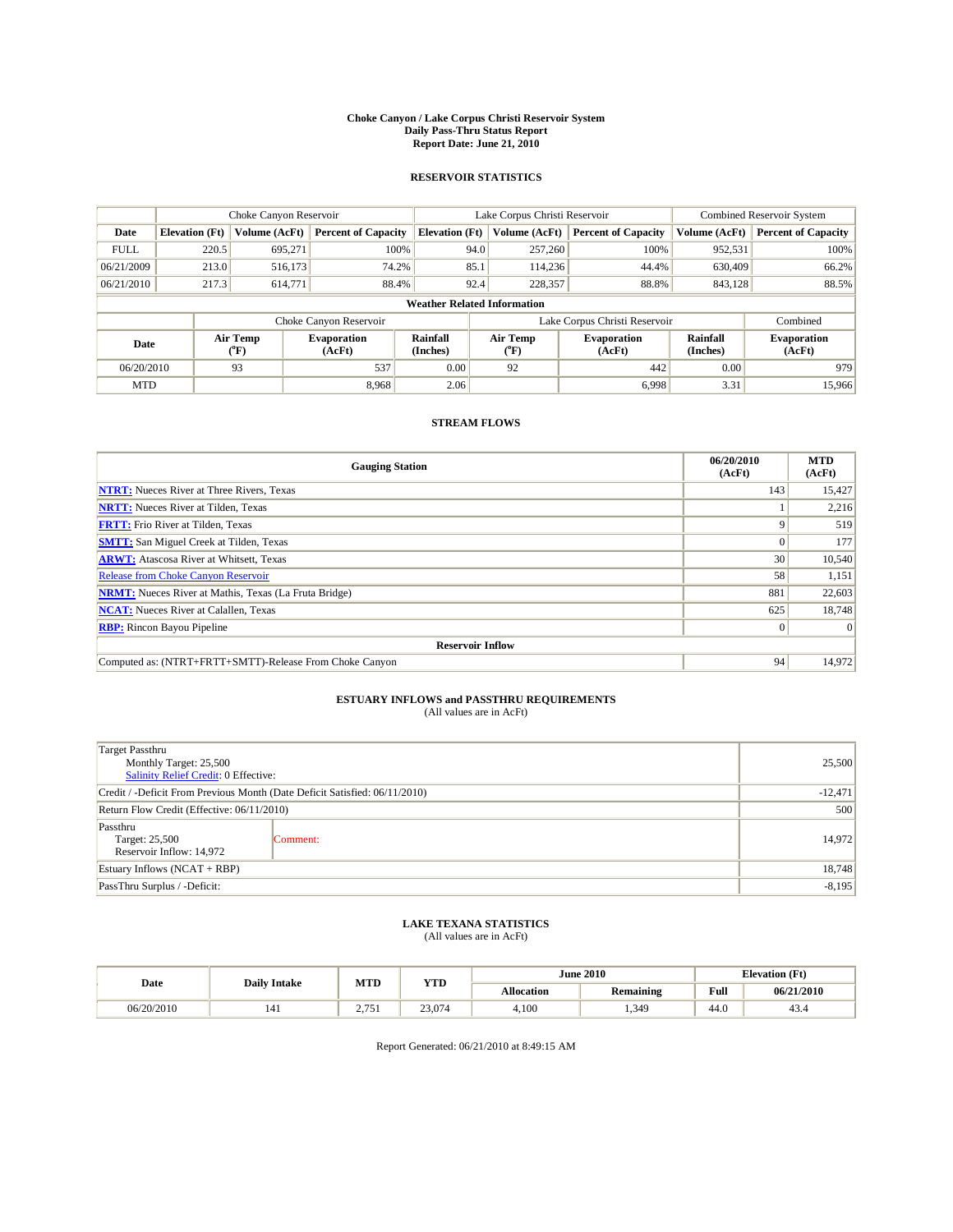# Choke Canyon / Lake Corpus Christi Reservoir System
## Daily Pass-Thru Status Report
## Report Date: June 21, 2010

### RESERVOIR STATISTICS

| | Choke Canyon Reservoir | | | Lake Corpus Christi Reservoir | | | Combined Reservoir System | |
|---|---|---|---|---|---|---|---|---|
| Date | Elevation (Ft) | Volume (AcFt) | Percent of Capacity | Elevation (Ft) | Volume (AcFt) | Percent of Capacity | Volume (AcFt) | Percent of Capacity |
| FULL | 220.5 | 695,271 | 100% | 94.0 | 257,260 | 100% | 952,531 | 100% |
| 06/21/2009 | 213.0 | 516,173 | 74.2% | 85.1 | 114,236 | 44.4% | 630,409 | 66.2% |
| 06/21/2010 | 217.3 | 614,771 | 88.4% | 92.4 | 228,357 | 88.8% | 843,128 | 88.5% |

**Weather Related Information**

| | Choke Canyon Reservoir | | | Lake Corpus Christi Reservoir | | | Combined |
|---|---|---|---|---|---|---|---|
| Date | Air Temp (°F) | Evaporation (AcFt) | Rainfall (Inches) | Air Temp (°F) | Evaporation (AcFt) | Rainfall (Inches) | Evaporation (AcFt) |
| 06/20/2010 | 93 | 537 | 0.00 | 92 | 442 | 0.00 | 979 |
| MTD | | 8,968 | 2.06 | | 6,998 | 3.31 | 15,966 |

### STREAM FLOWS

| Gauging Station | 06/20/2010 (AcFt) | MTD (AcFt) |
|---|---|---|
| NTRT: Nueces River at Three Rivers, Texas | 143 | 15,427 |
| NRTT: Nueces River at Tilden, Texas | 1 | 2,216 |
| FRTT: Frio River at Tilden, Texas | 9 | 519 |
| SMTT: San Miguel Creek at Tilden, Texas | 0 | 177 |
| ARWT: Atascosa River at Whitsett, Texas | 30 | 10,540 |
| Release from Choke Canyon Reservoir | 58 | 1,151 |
| NRMT: Nueces River at Mathis, Texas (La Fruta Bridge) | 881 | 22,603 |
| NCAT: Nueces River at Calallen, Texas | 625 | 18,748 |
| RBP: Rincon Bayou Pipeline | 0 | 0 |
| **Reservoir Inflow** | | |
| Computed as: (NTRT+FRTT+SMTT)-Release From Choke Canyon | 94 | 14,972 |

### ESTUARY INFLOWS and PASSTHRU REQUIREMENTS
(All values are in AcFt)

| | | |
|---|---|---|
| Target Passthru<br>Monthly Target: 25,500<br>Salinity Relief Credit: 0 Effective: | | 25,500 |
| Credit / -Deficit From Previous Month (Date Deficit Satisfied: 06/11/2010) | | -12,471 |
| Return Flow Credit (Effective: 06/11/2010) | | 500 |
| Passthru<br>Target: 25,500<br>Reservoir Inflow: 14,972 | Comment: | 14,972 |
| Estuary Inflows (NCAT + RBP) | | 18,748 |
| PassThru Surplus / -Deficit: | | -8,195 |

### LAKE TEXANA STATISTICS
(All values are in AcFt)

| Date | Daily Intake | MTD | YTD | June 2010 | | Elevation (Ft) | |
|---|---|---|---|---|---|---|---|
| | | | | Allocation | Remaining | Full | 06/21/2010 |
| 06/20/2010 | 141 | 2,751 | 23,074 | 4,100 | 1,349 | 44.0 | 43.4 |

Report Generated: 06/21/2010 at 8:49:15 AM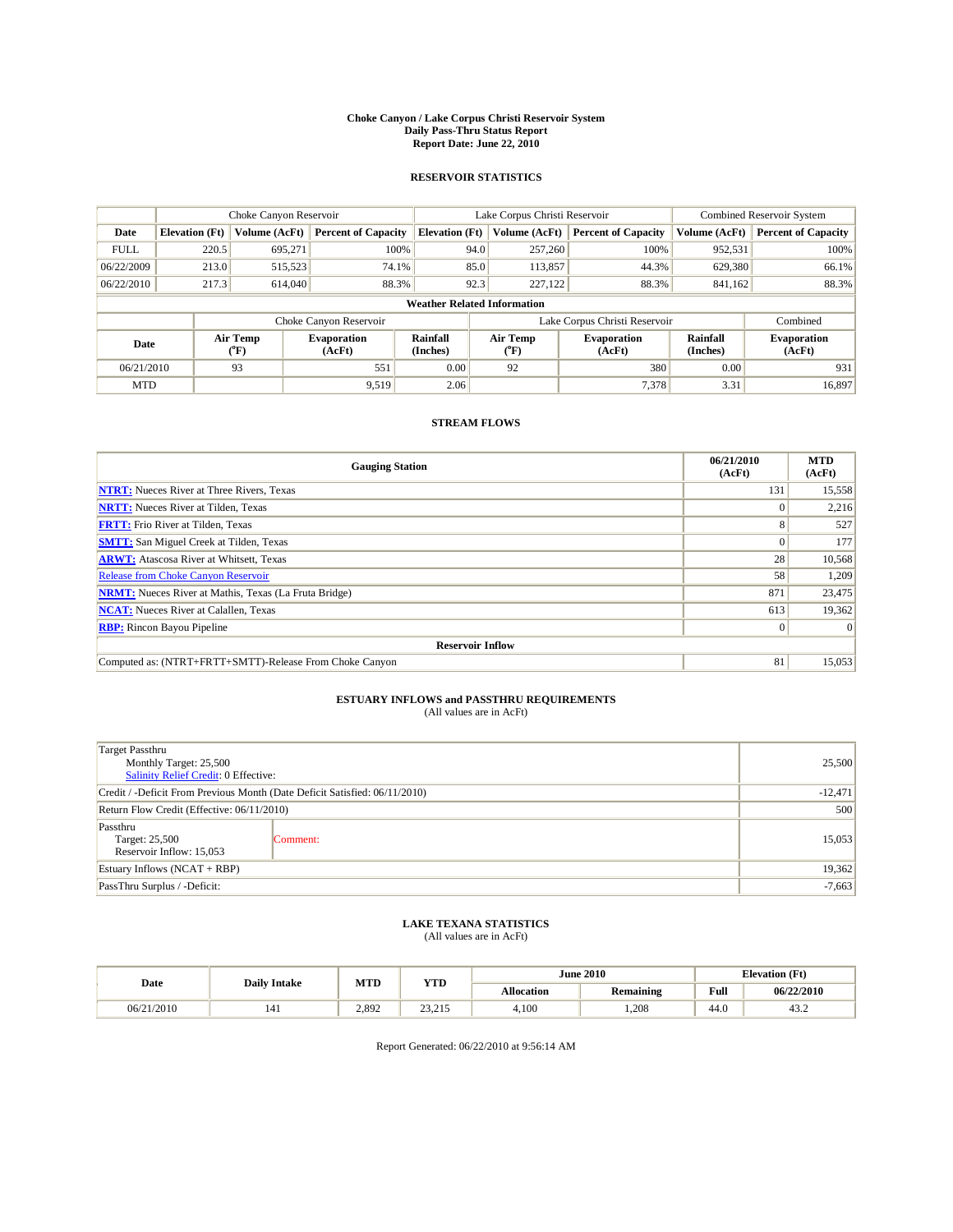# Choke Canyon / Lake Corpus Christi Reservoir System
## Daily Pass-Thru Status Report
### Report Date: June 22, 2010

## RESERVOIR STATISTICS

| | Choke Canyon Reservoir | | | Lake Corpus Christi Reservoir | | | Combined Reservoir System | |
|---|---|---|---|---|---|---|---|---|
| Date | Elevation (Ft) | Volume (AcFt) | Percent of Capacity | Elevation (Ft) | Volume (AcFt) | Percent of Capacity | Volume (AcFt) | Percent of Capacity |
| FULL | 220.5 | 695,271 | 100% | 94.0 | 257,260 | 100% | 952,531 | 100% |
| 06/22/2009 | 213.0 | 515,523 | 74.1% | 85.0 | 113,857 | 44.3% | 629,380 | 66.1% |
| 06/22/2010 | 217.3 | 614,040 | 88.3% | 92.3 | 227,122 | 88.3% | 841,162 | 88.3% |

**Weather Related Information**

| | Choke Canyon Reservoir | | | Lake Corpus Christi Reservoir | | | Combined |
|---|---|---|---|---|---|---|---|
| Date | Air Temp (°F) | Evaporation (AcFt) | Rainfall (Inches) | Air Temp (°F) | Evaporation (AcFt) | Rainfall (Inches) | Evaporation (AcFt) |
| 06/21/2010 | 93 | 551 | 0.00 | 92 | 380 | 0.00 | 931 |
| MTD | | 9,519 | 2.06 | | 7,378 | 3.31 | 16,897 |

## STREAM FLOWS

| Gauging Station | 06/21/2010 (AcFt) | MTD (AcFt) |
|---|---|---|
| NTRT: Nueces River at Three Rivers, Texas | 131 | 15,558 |
| NRTT: Nueces River at Tilden, Texas | 0 | 2,216 |
| FRTT: Frio River at Tilden, Texas | 8 | 527 |
| SMTT: San Miguel Creek at Tilden, Texas | 0 | 177 |
| ARWT: Atascosa River at Whitsett, Texas | 28 | 10,568 |
| Release from Choke Canyon Reservoir | 58 | 1,209 |
| NRMT: Nueces River at Mathis, Texas (La Fruta Bridge) | 871 | 23,475 |
| NCAT: Nueces River at Calallen, Texas | 613 | 19,362 |
| RBP: Rincon Bayou Pipeline | 0 | 0 |
| **Reservoir Inflow** | | |
| Computed as: (NTRT+FRTT+SMTT)-Release From Choke Canyon | 81 | 15,053 |

## ESTUARY INFLOWS and PASSTHRU REQUIREMENTS
(All values are in AcFt)

| | |
|---|---|
| Target Passthru<br>Monthly Target: 25,500<br>Salinity Relief Credit: 0 Effective: | 25,500 |
| Credit / -Deficit From Previous Month (Date Deficit Satisfied: 06/11/2010) | -12,471 |
| Return Flow Credit (Effective: 06/11/2010) | 500 |
| Passthru<br>Target: 25,500<br>Reservoir Inflow: 15,053 — Comment: | 15,053 |
| Estuary Inflows (NCAT + RBP) | 19,362 |
| PassThru Surplus / -Deficit: | -7,663 |

## LAKE TEXANA STATISTICS
(All values are in AcFt)

| Date | Daily Intake | MTD | YTD | June 2010 | | Elevation (Ft) | |
|---|---|---|---|---|---|---|---|
| | | | | Allocation | Remaining | Full | 06/22/2010 |
| 06/21/2010 | 141 | 2,892 | 23,215 | 4,100 | 1,208 | 44.0 | 43.2 |

Report Generated: 06/22/2010 at 9:56:14 AM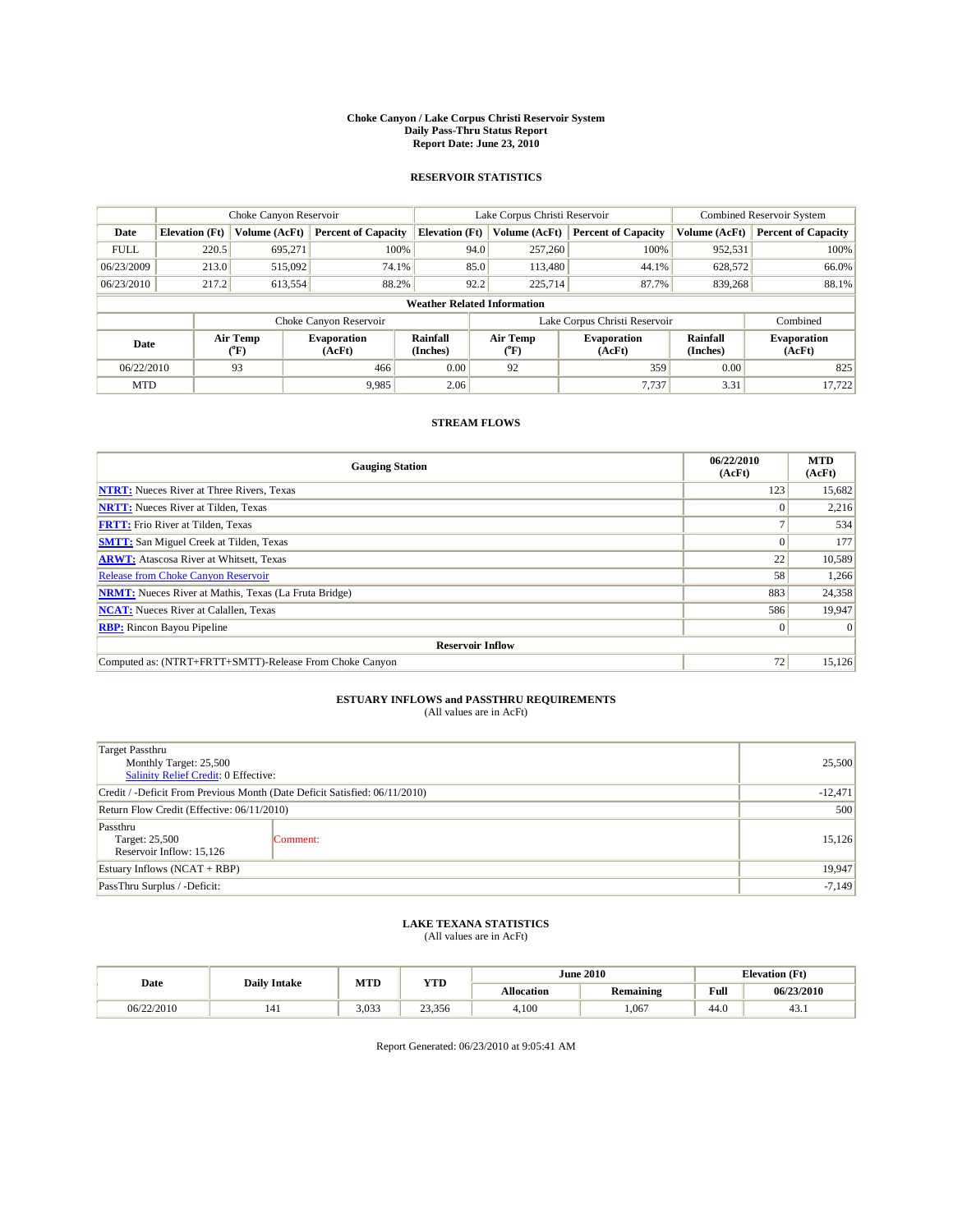**Choke Canyon / Lake Corpus Christi Reservoir System**
**Daily Pass-Thru Status Report**
**Report Date: June 23, 2010**

## RESERVOIR STATISTICS

| | Choke Canyon Reservoir | | | Lake Corpus Christi Reservoir | | | Combined Reservoir System | |
|---|---|---|---|---|---|---|---|---|
| **Date** | **Elevation (Ft)** | **Volume (AcFt)** | **Percent of Capacity** | **Elevation (Ft)** | **Volume (AcFt)** | **Percent of Capacity** | **Volume (AcFt)** | **Percent of Capacity** |
| FULL | 220.5 | 695,271 | 100% | 94.0 | 257,260 | 100% | 952,531 | 100% |
| 06/23/2009 | 213.0 | 515,092 | 74.1% | 85.0 | 113,480 | 44.1% | 628,572 | 66.0% |
| 06/23/2010 | 217.2 | 613,554 | 88.2% | 92.2 | 225,714 | 87.7% | 839,268 | 88.1% |

**Weather Related Information**

| | Choke Canyon Reservoir | | | Lake Corpus Christi Reservoir | | | Combined |
|---|---|---|---|---|---|---|---|
| **Date** | **Air Temp (°F)** | **Evaporation (AcFt)** | **Rainfall (Inches)** | **Air Temp (°F)** | **Evaporation (AcFt)** | **Rainfall (Inches)** | **Evaporation (AcFt)** |
| 06/22/2010 | 93 | 466 | 0.00 | 92 | 359 | 0.00 | 825 |
| MTD | | 9,985 | 2.06 | | 7,737 | 3.31 | 17,722 |

## STREAM FLOWS

| Gauging Station | 06/22/2010 (AcFt) | MTD (AcFt) |
|---|---|---|
| **NTRT:** Nueces River at Three Rivers, Texas | 123 | 15,682 |
| **NRTT:** Nueces River at Tilden, Texas | 0 | 2,216 |
| **FRTT:** Frio River at Tilden, Texas | 7 | 534 |
| **SMTT:** San Miguel Creek at Tilden, Texas | 0 | 177 |
| **ARWT:** Atascosa River at Whitsett, Texas | 22 | 10,589 |
| Release from Choke Canyon Reservoir | 58 | 1,266 |
| **NRMT:** Nueces River at Mathis, Texas (La Fruta Bridge) | 883 | 24,358 |
| **NCAT:** Nueces River at Calallen, Texas | 586 | 19,947 |
| **RBP:** Rincon Bayou Pipeline | 0 | 0 |
| **Reservoir Inflow** | | |
| Computed as: (NTRT+FRTT+SMTT)-Release From Choke Canyon | 72 | 15,126 |

## ESTUARY INFLOWS and PASSTHRU REQUIREMENTS
(All values are in AcFt)

| | |
|---|---|
| Target Passthru<br>Monthly Target: 25,500<br>Salinity Relief Credit: 0 Effective: | 25,500 |
| Credit / -Deficit From Previous Month (Date Deficit Satisfied: 06/11/2010) | -12,471 |
| Return Flow Credit (Effective: 06/11/2010) | 500 |
| Passthru<br>Target: 25,500<br>Reservoir Inflow: 15,126 — Comment: | 15,126 |
| Estuary Inflows (NCAT + RBP) | 19,947 |
| PassThru Surplus / -Deficit: | -7,149 |

## LAKE TEXANA STATISTICS
(All values are in AcFt)

| Date | Daily Intake | MTD | YTD | June 2010 | | Elevation (Ft) | |
|---|---|---|---|---|---|---|---|
| | | | | **Allocation** | **Remaining** | **Full** | **06/23/2010** |
| 06/22/2010 | 141 | 3,033 | 23,356 | 4,100 | 1,067 | 44.0 | 43.1 |

Report Generated: 06/23/2010 at 9:05:41 AM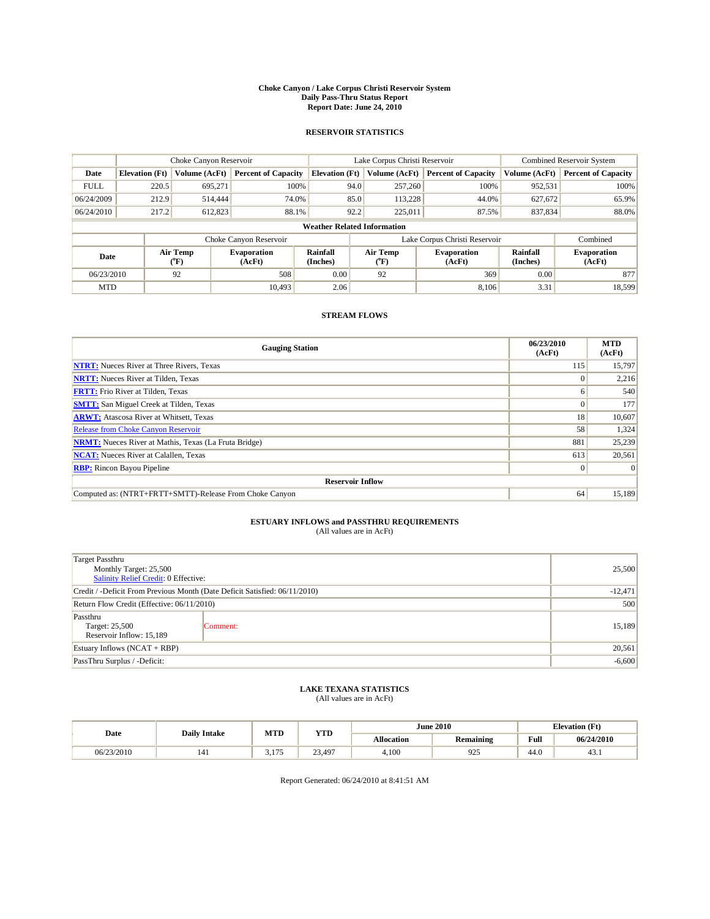# Choke Canyon / Lake Corpus Christi Reservoir System
## Daily Pass-Thru Status Report
### Report Date: June 24, 2010

## RESERVOIR STATISTICS

| | Choke Canyon Reservoir | | | Lake Corpus Christi Reservoir | | | Combined Reservoir System | |
|---|---|---|---|---|---|---|---|---|
| Date | Elevation (Ft) | Volume (AcFt) | Percent of Capacity | Elevation (Ft) | Volume (AcFt) | Percent of Capacity | Volume (AcFt) | Percent of Capacity |
| FULL | 220.5 | 695,271 | 100% | 94.0 | 257,260 | 100% | 952,531 | 100% |
| 06/24/2009 | 212.9 | 514,444 | 74.0% | 85.0 | 113,228 | 44.0% | 627,672 | 65.9% |
| 06/24/2010 | 217.2 | 612,823 | 88.1% | 92.2 | 225,011 | 87.5% | 837,834 | 88.0% |

**Weather Related Information**

| | Choke Canyon Reservoir | | | Lake Corpus Christi Reservoir | | | Combined |
|---|---|---|---|---|---|---|---|
| Date | Air Temp (°F) | Evaporation (AcFt) | Rainfall (Inches) | Air Temp (°F) | Evaporation (AcFt) | Rainfall (Inches) | Evaporation (AcFt) |
| 06/23/2010 | 92 | 508 | 0.00 | 92 | 369 | 0.00 | 877 |
| MTD | | 10,493 | 2.06 | | 8,106 | 3.31 | 18,599 |

## STREAM FLOWS

| Gauging Station | 06/23/2010 (AcFt) | MTD (AcFt) |
|---|---|---|
| NTRT: Nueces River at Three Rivers, Texas | 115 | 15,797 |
| NRTT: Nueces River at Tilden, Texas | 0 | 2,216 |
| FRTT: Frio River at Tilden, Texas | 6 | 540 |
| SMTT: San Miguel Creek at Tilden, Texas | 0 | 177 |
| ARWT: Atascosa River at Whitsett, Texas | 18 | 10,607 |
| Release from Choke Canyon Reservoir | 58 | 1,324 |
| NRMT: Nueces River at Mathis, Texas (La Fruta Bridge) | 881 | 25,239 |
| NCAT: Nueces River at Calallen, Texas | 613 | 20,561 |
| RBP: Rincon Bayou Pipeline | 0 | 0 |
| **Reservoir Inflow** | | |
| Computed as: (NTRT+FRTT+SMTT)-Release From Choke Canyon | 64 | 15,189 |

## ESTUARY INFLOWS and PASSTHRU REQUIREMENTS
(All values are in AcFt)

| | |
|---|---|
| Target Passthru<br>Monthly Target: 25,500<br>Salinity Relief Credit: 0 Effective: | 25,500 |
| Credit / -Deficit From Previous Month (Date Deficit Satisfied: 06/11/2010) | -12,471 |
| Return Flow Credit (Effective: 06/11/2010) | 500 |
| Passthru<br>Target: 25,500<br>Reservoir Inflow: 15,189 — Comment: | 15,189 |
| Estuary Inflows (NCAT + RBP) | 20,561 |
| PassThru Surplus / -Deficit: | -6,600 |

## LAKE TEXANA STATISTICS
(All values are in AcFt)

| Date | Daily Intake | MTD | YTD | June 2010 | | Elevation (Ft) | |
|---|---|---|---|---|---|---|---|
| | | | | Allocation | Remaining | Full | 06/24/2010 |
| 06/23/2010 | 141 | 3,175 | 23,497 | 4,100 | 925 | 44.0 | 43.1 |

Report Generated: 06/24/2010 at 8:41:51 AM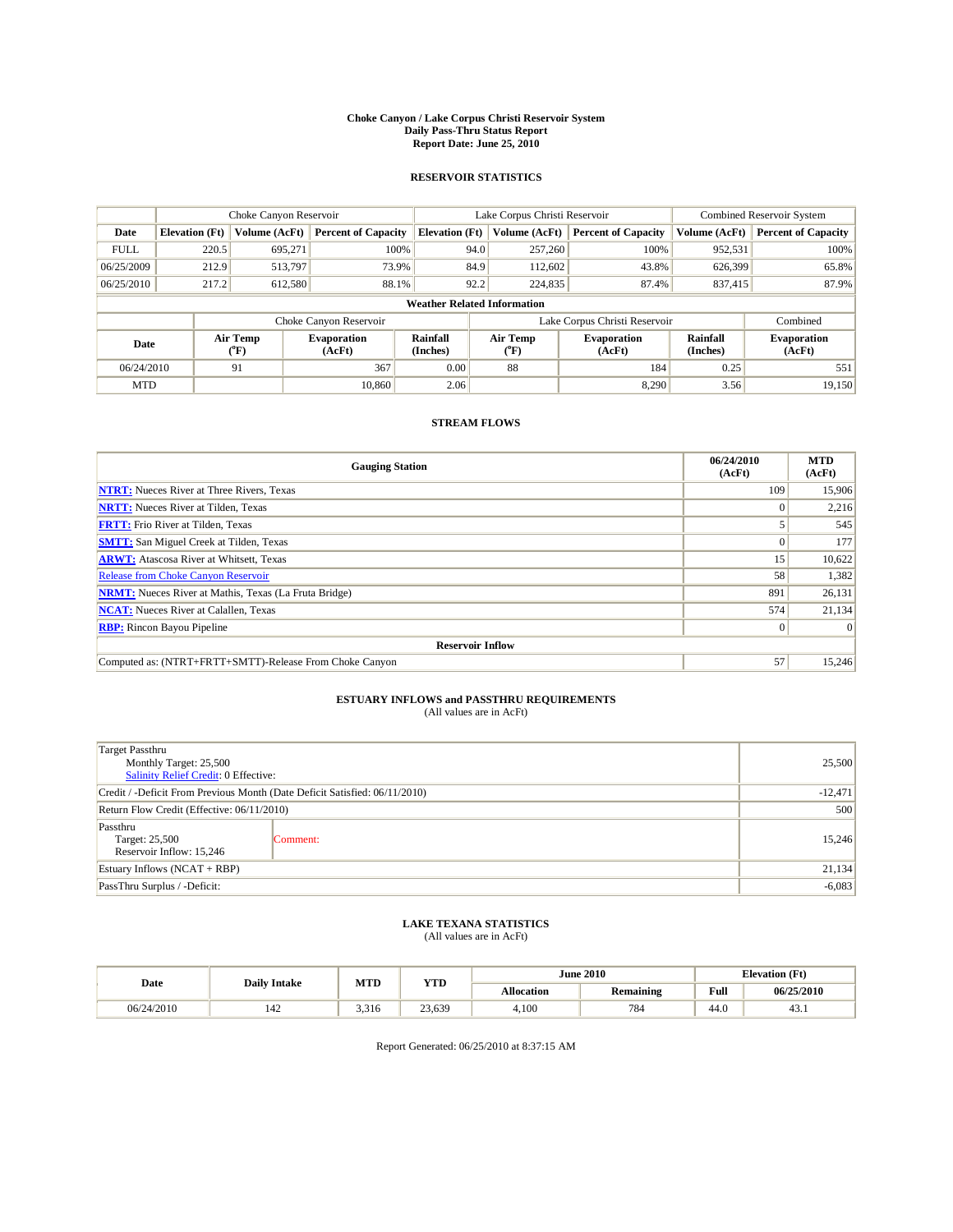# Choke Canyon / Lake Corpus Christi Reservoir System
## Daily Pass-Thru Status Report
### Report Date: June 25, 2010

## RESERVOIR STATISTICS

| | Choke Canyon Reservoir | | | Lake Corpus Christi Reservoir | | | Combined Reservoir System | |
|---|---|---|---|---|---|---|---|---|
| Date | Elevation (Ft) | Volume (AcFt) | Percent of Capacity | Elevation (Ft) | Volume (AcFt) | Percent of Capacity | Volume (AcFt) | Percent of Capacity |
| FULL | 220.5 | 695,271 | 100% | 94.0 | 257,260 | 100% | 952,531 | 100% |
| 06/25/2009 | 212.9 | 513,797 | 73.9% | 84.9 | 112,602 | 43.8% | 626,399 | 65.8% |
| 06/25/2010 | 217.2 | 612,580 | 88.1% | 92.2 | 224,835 | 87.4% | 837,415 | 87.9% |

**Weather Related Information**

| | Choke Canyon Reservoir | | | Lake Corpus Christi Reservoir | | | Combined |
|---|---|---|---|---|---|---|---|
| Date | Air Temp (°F) | Evaporation (AcFt) | Rainfall (Inches) | Air Temp (°F) | Evaporation (AcFt) | Rainfall (Inches) | Evaporation (AcFt) |
| 06/24/2010 | 91 | 367 | 0.00 | 88 | 184 | 0.25 | 551 |
| MTD | | 10,860 | 2.06 | | 8,290 | 3.56 | 19,150 |

## STREAM FLOWS

| Gauging Station | 06/24/2010 (AcFt) | MTD (AcFt) |
|---|---|---|
| NTRT: Nueces River at Three Rivers, Texas | 109 | 15,906 |
| NRTT: Nueces River at Tilden, Texas | 0 | 2,216 |
| FRTT: Frio River at Tilden, Texas | 5 | 545 |
| SMTT: San Miguel Creek at Tilden, Texas | 0 | 177 |
| ARWT: Atascosa River at Whitsett, Texas | 15 | 10,622 |
| Release from Choke Canyon Reservoir | 58 | 1,382 |
| NRMT: Nueces River at Mathis, Texas (La Fruta Bridge) | 891 | 26,131 |
| NCAT: Nueces River at Calallen, Texas | 574 | 21,134 |
| RBP: Rincon Bayou Pipeline | 0 | 0 |
| **Reservoir Inflow** | | |
| Computed as: (NTRT+FRTT+SMTT)-Release From Choke Canyon | 57 | 15,246 |

## ESTUARY INFLOWS and PASSTHRU REQUIREMENTS
(All values are in AcFt)

| | | |
|---|---|---|
| Target Passthru<br>Monthly Target: 25,500<br>Salinity Relief Credit: 0 Effective: | | 25,500 |
| Credit / -Deficit From Previous Month (Date Deficit Satisfied: 06/11/2010) | | -12,471 |
| Return Flow Credit (Effective: 06/11/2010) | | 500 |
| Passthru<br>Target: 25,500<br>Reservoir Inflow: 15,246 | Comment: | 15,246 |
| Estuary Inflows (NCAT + RBP) | | 21,134 |
| PassThru Surplus / -Deficit: | | -6,083 |

## LAKE TEXANA STATISTICS
(All values are in AcFt)

| Date | Daily Intake | MTD | YTD | June 2010 | | Elevation (Ft) | |
|---|---|---|---|---|---|---|---|
| | | | | Allocation | Remaining | Full | 06/25/2010 |
| 06/24/2010 | 142 | 3,316 | 23,639 | 4,100 | 784 | 44.0 | 43.1 |

Report Generated: 06/25/2010 at 8:37:15 AM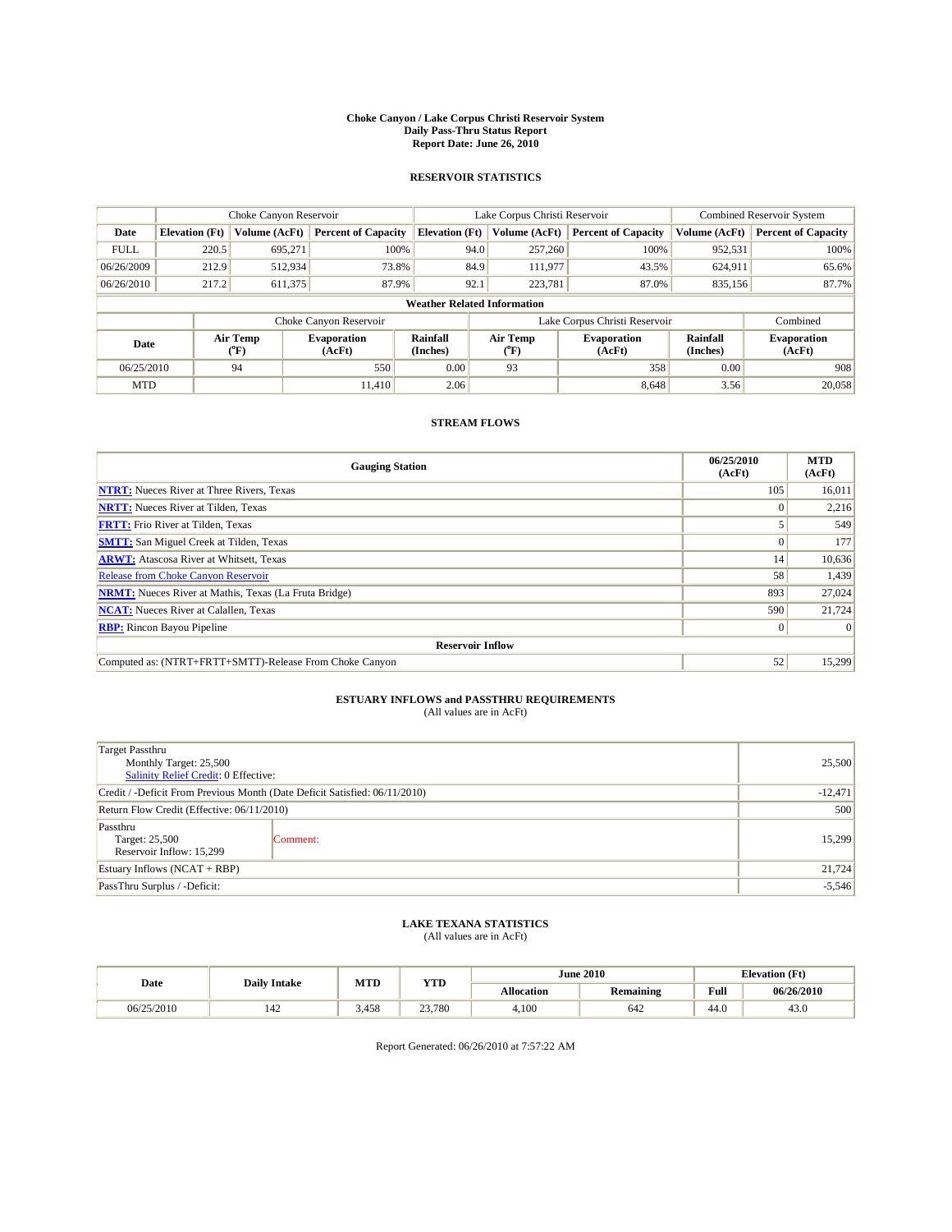**Choke Canyon / Lake Corpus Christi Reservoir System**
**Daily Pass-Thru Status Report**
**Report Date: June 26, 2010**

## RESERVOIR STATISTICS

| | Choke Canyon Reservoir | | | Lake Corpus Christi Reservoir | | | Combined Reservoir System | |
|---|---|---|---|---|---|---|---|---|
| Date | Elevation (Ft) | Volume (AcFt) | Percent of Capacity | Elevation (Ft) | Volume (AcFt) | Percent of Capacity | Volume (AcFt) | Percent of Capacity |
| FULL | 220.5 | 695,271 | 100% | 94.0 | 257,260 | 100% | 952,531 | 100% |
| 06/26/2009 | 212.9 | 512,934 | 73.8% | 84.9 | 111,977 | 43.5% | 624,911 | 65.6% |
| 06/26/2010 | 217.2 | 611,375 | 87.9% | 92.1 | 223,781 | 87.0% | 835,156 | 87.7% |

**Weather Related Information**

| | Choke Canyon Reservoir | | | Lake Corpus Christi Reservoir | | | Combined |
|---|---|---|---|---|---|---|---|
| Date | Air Temp (°F) | Evaporation (AcFt) | Rainfall (Inches) | Air Temp (°F) | Evaporation (AcFt) | Rainfall (Inches) | Evaporation (AcFt) |
| 06/25/2010 | 94 | 550 | 0.00 | 93 | 358 | 0.00 | 908 |
| MTD | | 11,410 | 2.06 | | 8,648 | 3.56 | 20,058 |

## STREAM FLOWS

| Gauging Station | 06/25/2010 (AcFt) | MTD (AcFt) |
|---|---|---|
| NTRT: Nueces River at Three Rivers, Texas | 105 | 16,011 |
| NRTT: Nueces River at Tilden, Texas | 0 | 2,216 |
| FRTT: Frio River at Tilden, Texas | 5 | 549 |
| SMTT: San Miguel Creek at Tilden, Texas | 0 | 177 |
| ARWT: Atascosa River at Whitsett, Texas | 14 | 10,636 |
| Release from Choke Canyon Reservoir | 58 | 1,439 |
| NRMT: Nueces River at Mathis, Texas (La Fruta Bridge) | 893 | 27,024 |
| NCAT: Nueces River at Calallen, Texas | 590 | 21,724 |
| RBP: Rincon Bayou Pipeline | 0 | 0 |
| **Reservoir Inflow** | | |
| Computed as: (NTRT+FRTT+SMTT)-Release From Choke Canyon | 52 | 15,299 |

## ESTUARY INFLOWS and PASSTHRU REQUIREMENTS

(All values are in AcFt)

| | | |
|---|---|---|
| Target Passthru<br>Monthly Target: 25,500<br>Salinity Relief Credit: 0 Effective: | | 25,500 |
| Credit / -Deficit From Previous Month (Date Deficit Satisfied: 06/11/2010) | | -12,471 |
| Return Flow Credit (Effective: 06/11/2010) | | 500 |
| Passthru<br>Target: 25,500<br>Reservoir Inflow: 15,299 | Comment: | 15,299 |
| Estuary Inflows (NCAT + RBP) | | 21,724 |
| PassThru Surplus / -Deficit: | | -5,546 |

## LAKE TEXANA STATISTICS

(All values are in AcFt)

| Date | Daily Intake | MTD | YTD | June 2010 | | Elevation (Ft) | |
|---|---|---|---|---|---|---|---|
| | | | | Allocation | Remaining | Full | 06/26/2010 |
| 06/25/2010 | 142 | 3,458 | 23,780 | 4,100 | 642 | 44.0 | 43.0 |

Report Generated: 06/26/2010 at 7:57:22 AM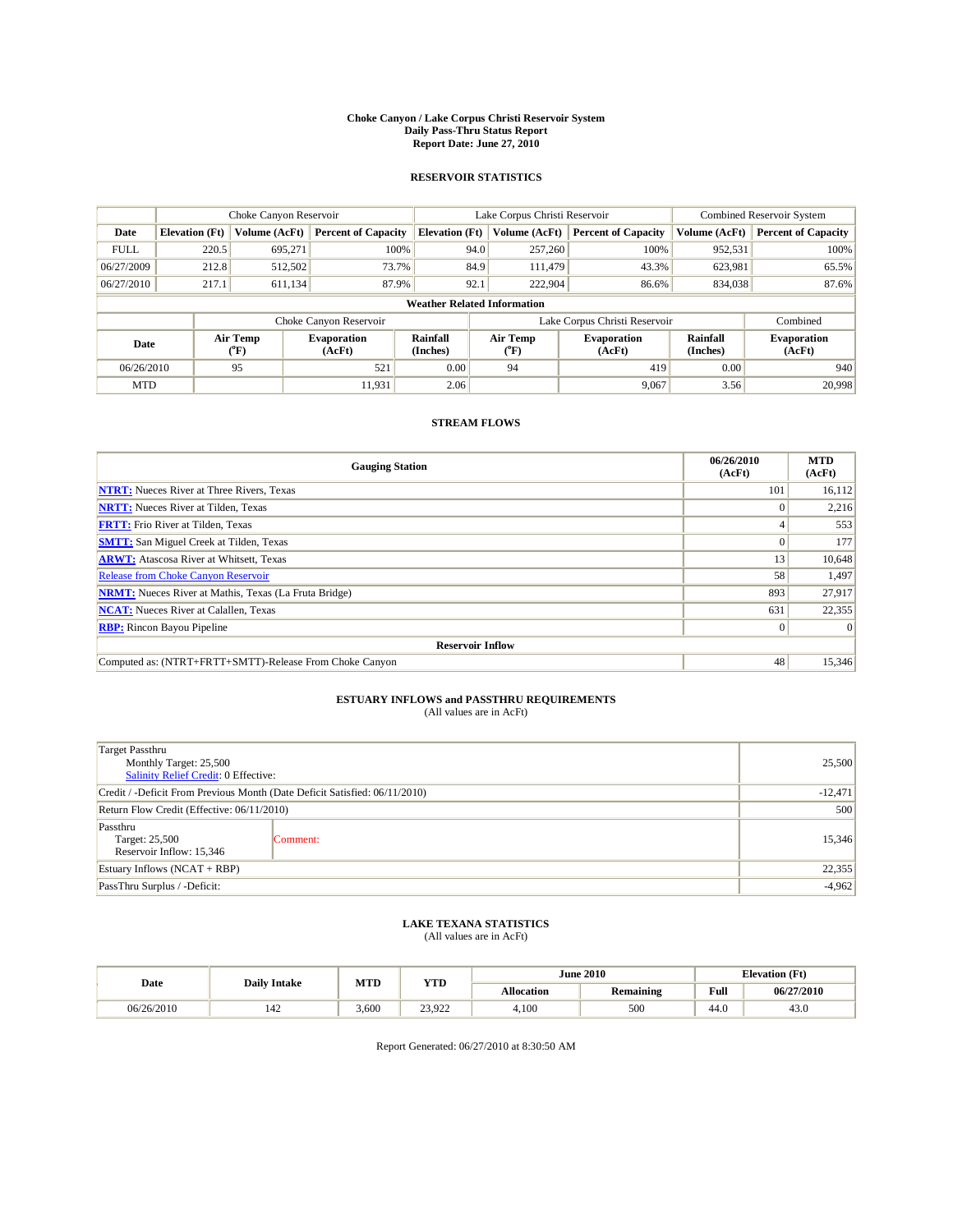# Choke Canyon / Lake Corpus Christi Reservoir System
## Daily Pass-Thru Status Report
## Report Date: June 27, 2010

### RESERVOIR STATISTICS

| | Choke Canyon Reservoir | | | Lake Corpus Christi Reservoir | | | Combined Reservoir System | |
|---|---|---|---|---|---|---|---|---|
| Date | Elevation (Ft) | Volume (AcFt) | Percent of Capacity | Elevation (Ft) | Volume (AcFt) | Percent of Capacity | Volume (AcFt) | Percent of Capacity |
| FULL | 220.5 | 695,271 | 100% | 94.0 | 257,260 | 100% | 952,531 | 100% |
| 06/27/2009 | 212.8 | 512,502 | 73.7% | 84.9 | 111,479 | 43.3% | 623,981 | 65.5% |
| 06/27/2010 | 217.1 | 611,134 | 87.9% | 92.1 | 222,904 | 86.6% | 834,038 | 87.6% |

**Weather Related Information**

| | Choke Canyon Reservoir | | | Lake Corpus Christi Reservoir | | | Combined |
|---|---|---|---|---|---|---|---|
| Date | Air Temp (°F) | Evaporation (AcFt) | Rainfall (Inches) | Air Temp (°F) | Evaporation (AcFt) | Rainfall (Inches) | Evaporation (AcFt) |
| 06/26/2010 | 95 | 521 | 0.00 | 94 | 419 | 0.00 | 940 |
| MTD | | 11,931 | 2.06 | | 9,067 | 3.56 | 20,998 |

### STREAM FLOWS

| Gauging Station | 06/26/2010 (AcFt) | MTD (AcFt) |
|---|---|---|
| NTRT: Nueces River at Three Rivers, Texas | 101 | 16,112 |
| NRTT: Nueces River at Tilden, Texas | 0 | 2,216 |
| FRTT: Frio River at Tilden, Texas | 4 | 553 |
| SMTT: San Miguel Creek at Tilden, Texas | 0 | 177 |
| ARWT: Atascosa River at Whitsett, Texas | 13 | 10,648 |
| Release from Choke Canyon Reservoir | 58 | 1,497 |
| NRMT: Nueces River at Mathis, Texas (La Fruta Bridge) | 893 | 27,917 |
| NCAT: Nueces River at Calallen, Texas | 631 | 22,355 |
| RBP: Rincon Bayou Pipeline | 0 | 0 |
| **Reservoir Inflow** | | |
| Computed as: (NTRT+FRTT+SMTT)-Release From Choke Canyon | 48 | 15,346 |

### ESTUARY INFLOWS and PASSTHRU REQUIREMENTS
(All values are in AcFt)

| | | |
|---|---|---|
| Target Passthru<br>Monthly Target: 25,500<br>Salinity Relief Credit: 0 Effective: | | 25,500 |
| Credit / -Deficit From Previous Month (Date Deficit Satisfied: 06/11/2010) | | -12,471 |
| Return Flow Credit (Effective: 06/11/2010) | | 500 |
| Passthru<br>Target: 25,500<br>Reservoir Inflow: 15,346 | Comment: | 15,346 |
| Estuary Inflows (NCAT + RBP) | | 22,355 |
| PassThru Surplus / -Deficit: | | -4,962 |

### LAKE TEXANA STATISTICS
(All values are in AcFt)

| Date | Daily Intake | MTD | YTD | June 2010 | | Elevation (Ft) | |
|---|---|---|---|---|---|---|---|
| | | | | Allocation | Remaining | Full | 06/27/2010 |
| 06/26/2010 | 142 | 3,600 | 23,922 | 4,100 | 500 | 44.0 | 43.0 |

Report Generated: 06/27/2010 at 8:30:50 AM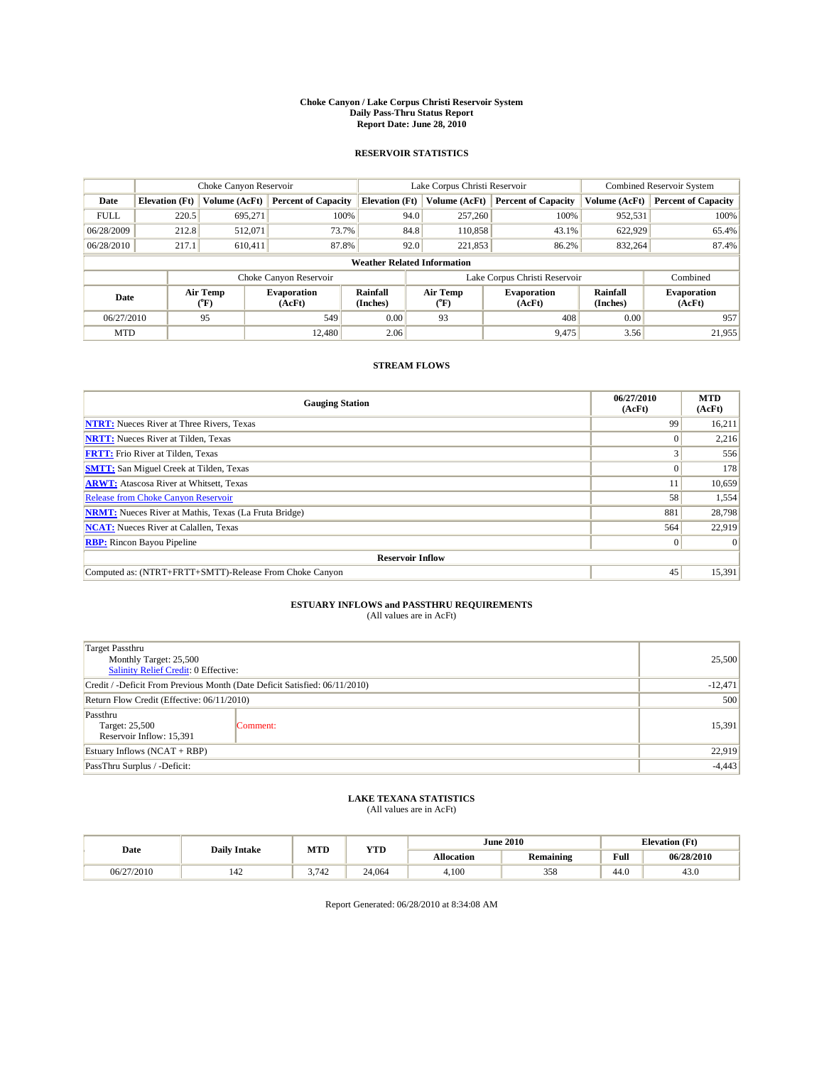# Choke Canyon / Lake Corpus Christi Reservoir System
## Daily Pass-Thru Status Report
### Report Date: June 28, 2010

## RESERVOIR STATISTICS

| | Choke Canyon Reservoir | | | Lake Corpus Christi Reservoir | | | Combined Reservoir System | |
|---|---|---|---|---|---|---|---|---|
| Date | Elevation (Ft) | Volume (AcFt) | Percent of Capacity | Elevation (Ft) | Volume (AcFt) | Percent of Capacity | Volume (AcFt) | Percent of Capacity |
| FULL | 220.5 | 695,271 | 100% | 94.0 | 257,260 | 100% | 952,531 | 100% |
| 06/28/2009 | 212.8 | 512,071 | 73.7% | 84.8 | 110,858 | 43.1% | 622,929 | 65.4% |
| 06/28/2010 | 217.1 | 610,411 | 87.8% | 92.0 | 221,853 | 86.2% | 832,264 | 87.4% |

**Weather Related Information**

| | Choke Canyon Reservoir | | | Lake Corpus Christi Reservoir | | | Combined |
|---|---|---|---|---|---|---|---|
| Date | Air Temp (°F) | Evaporation (AcFt) | Rainfall (Inches) | Air Temp (°F) | Evaporation (AcFt) | Rainfall (Inches) | Evaporation (AcFt) |
| 06/27/2010 | 95 | 549 | 0.00 | 93 | 408 | 0.00 | 957 |
| MTD | | 12,480 | 2.06 | | 9,475 | 3.56 | 21,955 |

## STREAM FLOWS

| Gauging Station | 06/27/2010 (AcFt) | MTD (AcFt) |
|---|---|---|
| NTRT: Nueces River at Three Rivers, Texas | 99 | 16,211 |
| NRTT: Nueces River at Tilden, Texas | 0 | 2,216 |
| FRTT: Frio River at Tilden, Texas | 3 | 556 |
| SMTT: San Miguel Creek at Tilden, Texas | 0 | 178 |
| ARWT: Atascosa River at Whitsett, Texas | 11 | 10,659 |
| Release from Choke Canyon Reservoir | 58 | 1,554 |
| NRMT: Nueces River at Mathis, Texas (La Fruta Bridge) | 881 | 28,798 |
| NCAT: Nueces River at Calallen, Texas | 564 | 22,919 |
| RBP: Rincon Bayou Pipeline | 0 | 0 |
| **Reservoir Inflow** | | |
| Computed as: (NTRT+FRTT+SMTT)-Release From Choke Canyon | 45 | 15,391 |

## ESTUARY INFLOWS and PASSTHRU REQUIREMENTS
(All values are in AcFt)

| | |
|---|---|
| Target Passthru<br>Monthly Target: 25,500<br>Salinity Relief Credit: 0 Effective: | 25,500 |
| Credit / -Deficit From Previous Month (Date Deficit Satisfied: 06/11/2010) | -12,471 |
| Return Flow Credit (Effective: 06/11/2010) | 500 |
| Passthru<br>Target: 25,500<br>Reservoir Inflow: 15,391 — Comment: | 15,391 |
| Estuary Inflows (NCAT + RBP) | 22,919 |
| PassThru Surplus / -Deficit: | -4,443 |

## LAKE TEXANA STATISTICS
(All values are in AcFt)

| Date | Daily Intake | MTD | YTD | June 2010 | | Elevation (Ft) | |
|---|---|---|---|---|---|---|---|
| | | | | Allocation | Remaining | Full | 06/28/2010 |
| 06/27/2010 | 142 | 3,742 | 24,064 | 4,100 | 358 | 44.0 | 43.0 |

Report Generated: 06/28/2010 at 8:34:08 AM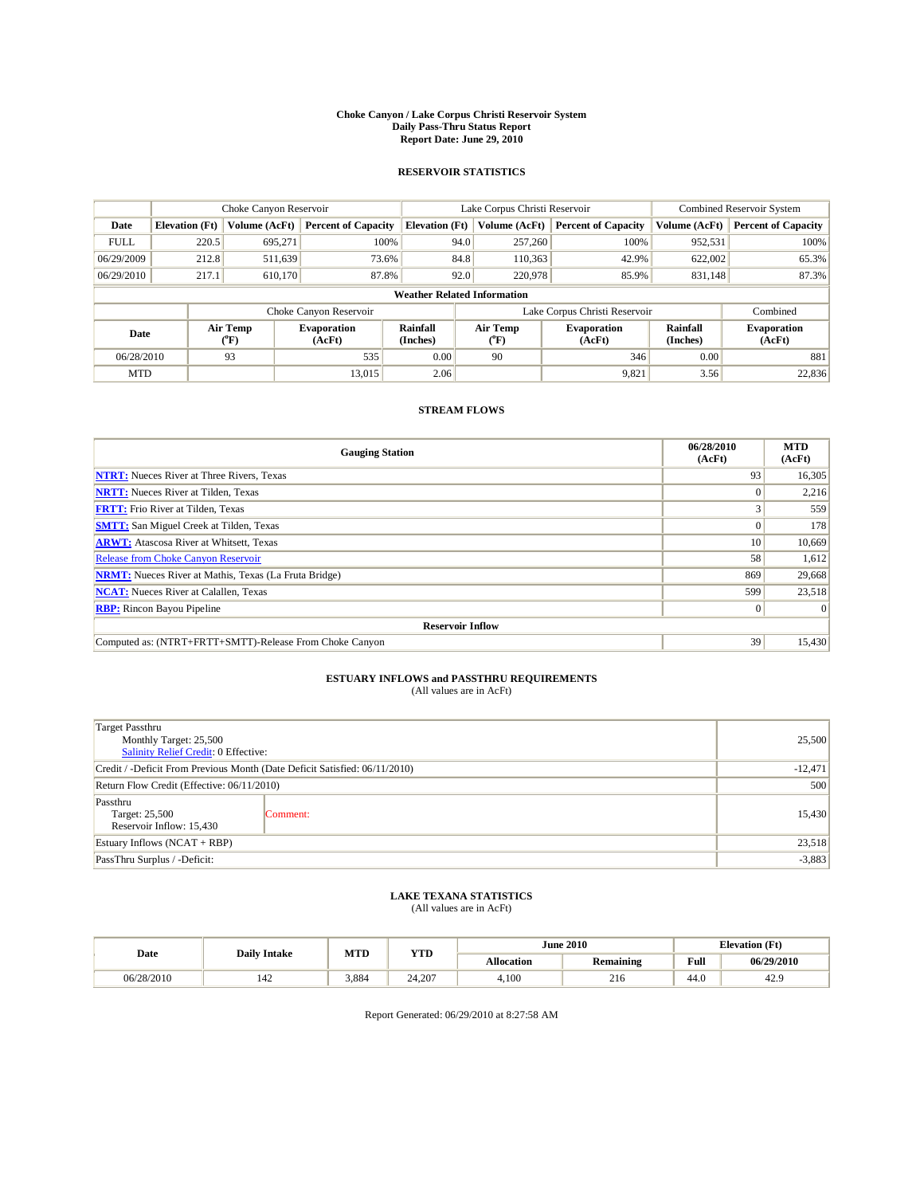# Choke Canyon / Lake Corpus Christi Reservoir System
## Daily Pass-Thru Status Report
### Report Date: June 29, 2010

## RESERVOIR STATISTICS

| | Choke Canyon Reservoir | | | Lake Corpus Christi Reservoir | | | Combined Reservoir System | |
|---|---|---|---|---|---|---|---|---|
| Date | Elevation (Ft) | Volume (AcFt) | Percent of Capacity | Elevation (Ft) | Volume (AcFt) | Percent of Capacity | Volume (AcFt) | Percent of Capacity |
| FULL | 220.5 | 695,271 | 100% | 94.0 | 257,260 | 100% | 952,531 | 100% |
| 06/29/2009 | 212.8 | 511,639 | 73.6% | 84.8 | 110,363 | 42.9% | 622,002 | 65.3% |
| 06/29/2010 | 217.1 | 610,170 | 87.8% | 92.0 | 220,978 | 85.9% | 831,148 | 87.3% |

**Weather Related Information**

| | Choke Canyon Reservoir | | | Lake Corpus Christi Reservoir | | | Combined |
|---|---|---|---|---|---|---|---|
| Date | Air Temp (°F) | Evaporation (AcFt) | Rainfall (Inches) | Air Temp (°F) | Evaporation (AcFt) | Rainfall (Inches) | Evaporation (AcFt) |
| 06/28/2010 | 93 | 535 | 0.00 | 90 | 346 | 0.00 | 881 |
| MTD | | 13,015 | 2.06 | | 9,821 | 3.56 | 22,836 |

## STREAM FLOWS

| Gauging Station | 06/28/2010 (AcFt) | MTD (AcFt) |
|---|---|---|
| NTRT: Nueces River at Three Rivers, Texas | 93 | 16,305 |
| NRTT: Nueces River at Tilden, Texas | 0 | 2,216 |
| FRTT: Frio River at Tilden, Texas | 3 | 559 |
| SMTT: San Miguel Creek at Tilden, Texas | 0 | 178 |
| ARWT: Atascosa River at Whitsett, Texas | 10 | 10,669 |
| Release from Choke Canyon Reservoir | 58 | 1,612 |
| NRMT: Nueces River at Mathis, Texas (La Fruta Bridge) | 869 | 29,668 |
| NCAT: Nueces River at Calallen, Texas | 599 | 23,518 |
| RBP: Rincon Bayou Pipeline | 0 | 0 |
| **Reservoir Inflow** | | |
| Computed as: (NTRT+FRTT+SMTT)-Release From Choke Canyon | 39 | 15,430 |

## ESTUARY INFLOWS and PASSTHRU REQUIREMENTS
(All values are in AcFt)

| | | |
|---|---|---|
| Target Passthru<br>Monthly Target: 25,500<br>Salinity Relief Credit: 0 Effective: | | 25,500 |
| Credit / -Deficit From Previous Month (Date Deficit Satisfied: 06/11/2010) | | -12,471 |
| Return Flow Credit (Effective: 06/11/2010) | | 500 |
| Passthru<br>Target: 25,500<br>Reservoir Inflow: 15,430 | Comment: | 15,430 |
| Estuary Inflows (NCAT + RBP) | | 23,518 |
| PassThru Surplus / -Deficit: | | -3,883 |

## LAKE TEXANA STATISTICS
(All values are in AcFt)

| Date | Daily Intake | MTD | YTD | June 2010 | | Elevation (Ft) | |
|---|---|---|---|---|---|---|---|
| | | | | Allocation | Remaining | Full | 06/29/2010 |
| 06/28/2010 | 142 | 3,884 | 24,207 | 4,100 | 216 | 44.0 | 42.9 |

Report Generated: 06/29/2010 at 8:27:58 AM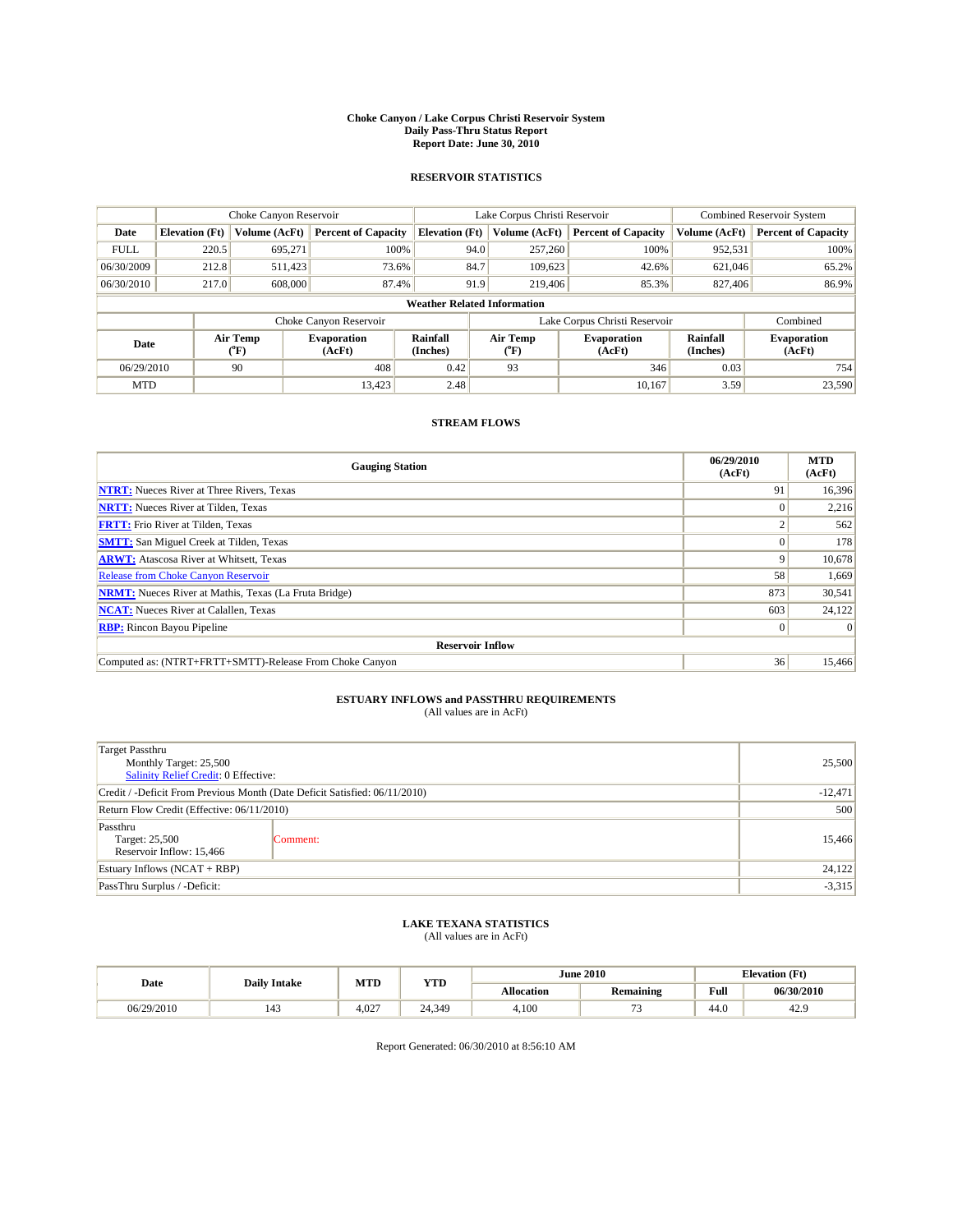# Choke Canyon / Lake Corpus Christi Reservoir System
## Daily Pass-Thru Status Report
## Report Date: June 30, 2010

### RESERVOIR STATISTICS

| | Choke Canyon Reservoir | | | Lake Corpus Christi Reservoir | | | Combined Reservoir System | |
|---|---|---|---|---|---|---|---|---|
| Date | Elevation (Ft) | Volume (AcFt) | Percent of Capacity | Elevation (Ft) | Volume (AcFt) | Percent of Capacity | Volume (AcFt) | Percent of Capacity |
| FULL | 220.5 | 695,271 | 100% | 94.0 | 257,260 | 100% | 952,531 | 100% |
| 06/30/2009 | 212.8 | 511,423 | 73.6% | 84.7 | 109,623 | 42.6% | 621,046 | 65.2% |
| 06/30/2010 | 217.0 | 608,000 | 87.4% | 91.9 | 219,406 | 85.3% | 827,406 | 86.9% |

**Weather Related Information**

| | Choke Canyon Reservoir | | | Lake Corpus Christi Reservoir | | | Combined |
|---|---|---|---|---|---|---|---|
| Date | Air Temp (°F) | Evaporation (AcFt) | Rainfall (Inches) | Air Temp (°F) | Evaporation (AcFt) | Rainfall (Inches) | Evaporation (AcFt) |
| 06/29/2010 | 90 | 408 | 0.42 | 93 | 346 | 0.03 | 754 |
| MTD | | 13,423 | 2.48 | | 10,167 | 3.59 | 23,590 |

### STREAM FLOWS

| Gauging Station | 06/29/2010 (AcFt) | MTD (AcFt) |
|---|---|---|
| NTRT: Nueces River at Three Rivers, Texas | 91 | 16,396 |
| NRTT: Nueces River at Tilden, Texas | 0 | 2,216 |
| FRTT: Frio River at Tilden, Texas | 2 | 562 |
| SMTT: San Miguel Creek at Tilden, Texas | 0 | 178 |
| ARWT: Atascosa River at Whitsett, Texas | 9 | 10,678 |
| Release from Choke Canyon Reservoir | 58 | 1,669 |
| NRMT: Nueces River at Mathis, Texas (La Fruta Bridge) | 873 | 30,541 |
| NCAT: Nueces River at Calallen, Texas | 603 | 24,122 |
| RBP: Rincon Bayou Pipeline | 0 | 0 |
| **Reservoir Inflow** | | |
| Computed as: (NTRT+FRTT+SMTT)-Release From Choke Canyon | 36 | 15,466 |

### ESTUARY INFLOWS and PASSTHRU REQUIREMENTS
(All values are in AcFt)

| | | |
|---|---|---|
| Target Passthru<br>Monthly Target: 25,500<br>Salinity Relief Credit: 0 Effective: | | 25,500 |
| Credit / -Deficit From Previous Month (Date Deficit Satisfied: 06/11/2010) | | -12,471 |
| Return Flow Credit (Effective: 06/11/2010) | | 500 |
| Passthru<br>Target: 25,500<br>Reservoir Inflow: 15,466 | Comment: | 15,466 |
| Estuary Inflows (NCAT + RBP) | | 24,122 |
| PassThru Surplus / -Deficit: | | -3,315 |

### LAKE TEXANA STATISTICS
(All values are in AcFt)

| Date | Daily Intake | MTD | YTD | June 2010 | | Elevation (Ft) | |
|---|---|---|---|---|---|---|---|
| | | | | Allocation | Remaining | Full | 06/30/2010 |
| 06/29/2010 | 143 | 4,027 | 24,349 | 4,100 | 73 | 44.0 | 42.9 |

Report Generated: 06/30/2010 at 8:56:10 AM